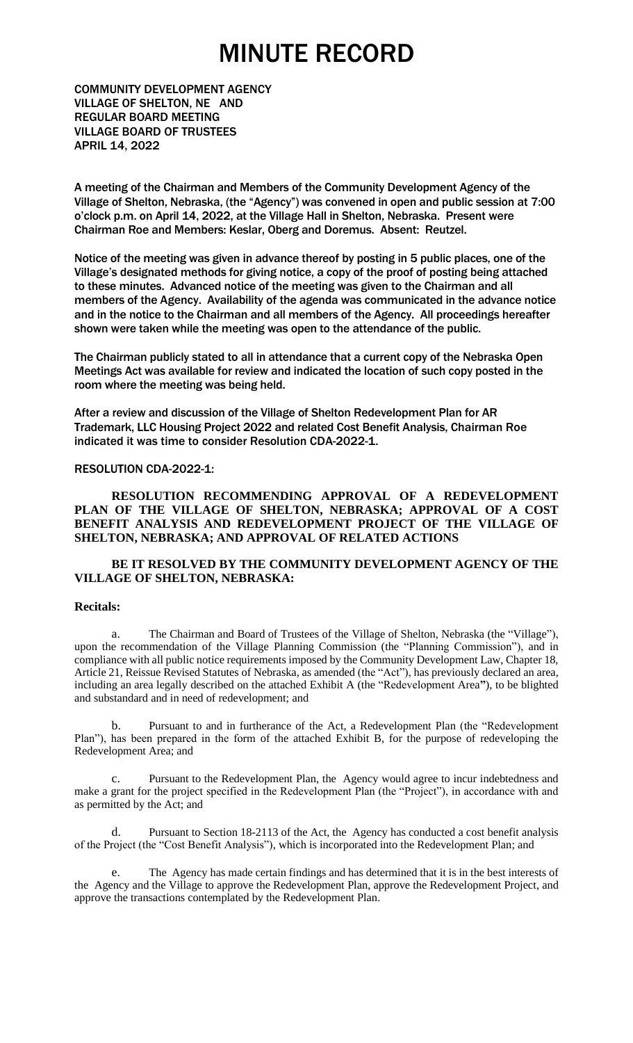# MINUTE RECORD

COMMUNITY DEVELOPMENT AGENCY
VILLAGE OF SHELTON, NE AND
REGULAR BOARD MEETING
VILLAGE BOARD OF TRUSTEES
APRIL 14, 2022

A meeting of the Chairman and Members of the Community Development Agency of the Village of Shelton, Nebraska, (the "Agency") was convened in open and public session at 7:00 o'clock p.m. on April 14, 2022, at the Village Hall in Shelton, Nebraska. Present were Chairman Roe and Members: Keslar, Oberg and Doremus. Absent: Reutzel.

Notice of the meeting was given in advance thereof by posting in 5 public places, one of the Village's designated methods for giving notice, a copy of the proof of posting being attached to these minutes. Advanced notice of the meeting was given to the Chairman and all members of the Agency. Availability of the agenda was communicated in the advance notice and in the notice to the Chairman and all members of the Agency. All proceedings hereafter shown were taken while the meeting was open to the attendance of the public.

The Chairman publicly stated to all in attendance that a current copy of the Nebraska Open Meetings Act was available for review and indicated the location of such copy posted in the room where the meeting was being held.

After a review and discussion of the Village of Shelton Redevelopment Plan for AR Trademark, LLC Housing Project 2022 and related Cost Benefit Analysis, Chairman Roe indicated it was time to consider Resolution CDA-2022-1.

RESOLUTION CDA-2022-1:

**RESOLUTION RECOMMENDING APPROVAL OF A REDEVELOPMENT PLAN OF THE VILLAGE OF SHELTON, NEBRASKA; APPROVAL OF A COST BENEFIT ANALYSIS AND REDEVELOPMENT PROJECT OF THE VILLAGE OF SHELTON, NEBRASKA; AND APPROVAL OF RELATED ACTIONS**

**BE IT RESOLVED BY THE COMMUNITY DEVELOPMENT AGENCY OF THE VILLAGE OF SHELTON, NEBRASKA:**

**Recitals:**

a. The Chairman and Board of Trustees of the Village of Shelton, Nebraska (the "Village"), upon the recommendation of the Village Planning Commission (the "Planning Commission"), and in compliance with all public notice requirements imposed by the Community Development Law, Chapter 18, Article 21, Reissue Revised Statutes of Nebraska, as amended (the "Act"), has previously declared an area, including an area legally described on the attached Exhibit A (the "Redevelopment Area"), to be blighted and substandard and in need of redevelopment; and

b. Pursuant to and in furtherance of the Act, a Redevelopment Plan (the "Redevelopment Plan"), has been prepared in the form of the attached Exhibit B, for the purpose of redeveloping the Redevelopment Area; and

c. Pursuant to the Redevelopment Plan, the Agency would agree to incur indebtedness and make a grant for the project specified in the Redevelopment Plan (the "Project"), in accordance with and as permitted by the Act; and

d. Pursuant to Section 18-2113 of the Act, the Agency has conducted a cost benefit analysis of the Project (the "Cost Benefit Analysis"), which is incorporated into the Redevelopment Plan; and

e. The Agency has made certain findings and has determined that it is in the best interests of the Agency and the Village to approve the Redevelopment Plan, approve the Redevelopment Project, and approve the transactions contemplated by the Redevelopment Plan.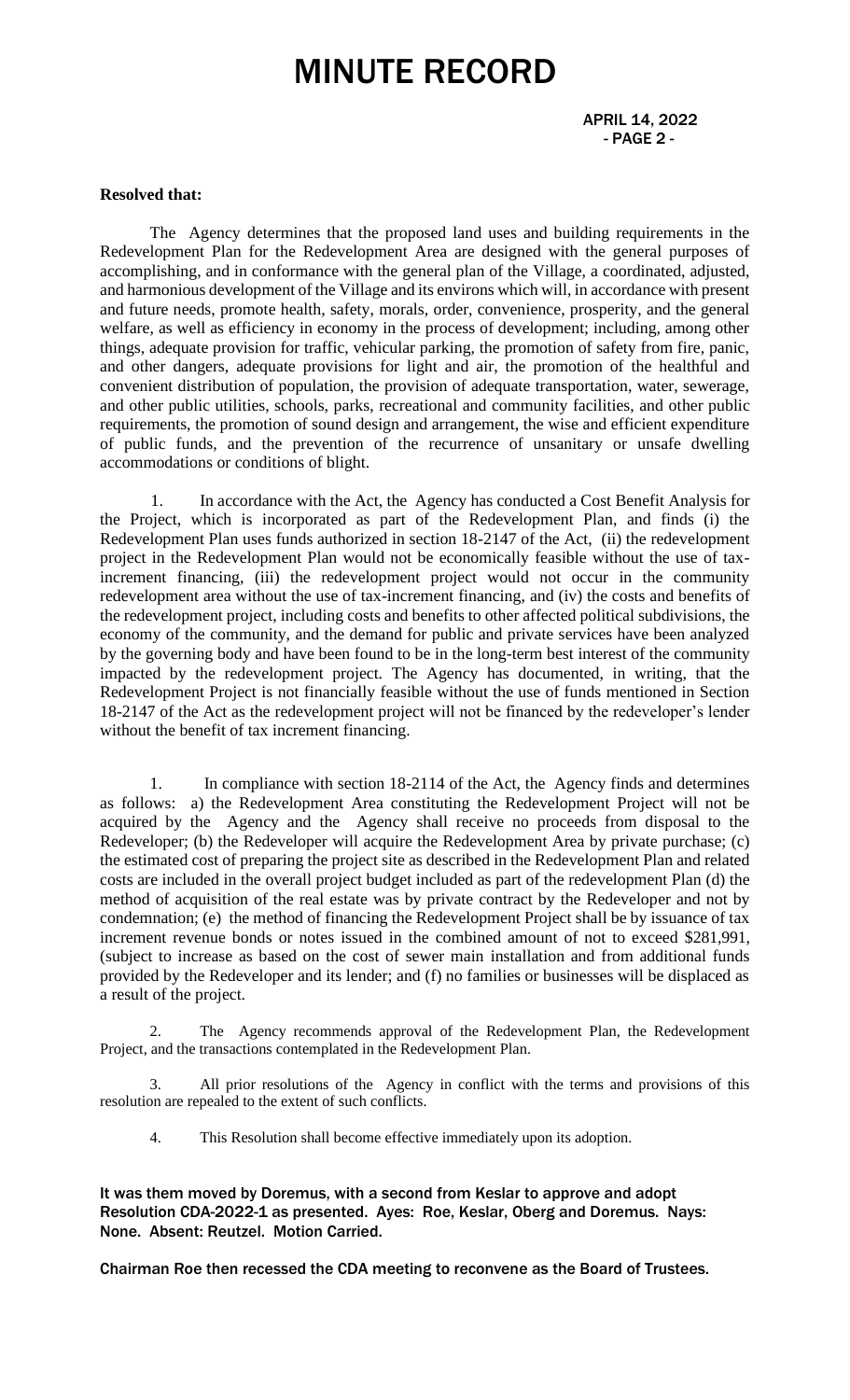**Resolved that:**

The Agency determines that the proposed land uses and building requirements in the Redevelopment Plan for the Redevelopment Area are designed with the general purposes of accomplishing, and in conformance with the general plan of the Village, a coordinated, adjusted, and harmonious development of the Village and its environs which will, in accordance with present and future needs, promote health, safety, morals, order, convenience, prosperity, and the general welfare, as well as efficiency in economy in the process of development; including, among other things, adequate provision for traffic, vehicular parking, the promotion of safety from fire, panic, and other dangers, adequate provisions for light and air, the promotion of the healthful and convenient distribution of population, the provision of adequate transportation, water, sewerage, and other public utilities, schools, parks, recreational and community facilities, and other public requirements, the promotion of sound design and arrangement, the wise and efficient expenditure of public funds, and the prevention of the recurrence of unsanitary or unsafe dwelling accommodations or conditions of blight.

1. In accordance with the Act, the Agency has conducted a Cost Benefit Analysis for the Project, which is incorporated as part of the Redevelopment Plan, and finds (i) the Redevelopment Plan uses funds authorized in section 18-2147 of the Act, (ii) the redevelopment project in the Redevelopment Plan would not be economically feasible without the use of tax-increment financing, (iii) the redevelopment project would not occur in the community redevelopment area without the use of tax-increment financing, and (iv) the costs and benefits of the redevelopment project, including costs and benefits to other affected political subdivisions, the economy of the community, and the demand for public and private services have been analyzed by the governing body and have been found to be in the long-term best interest of the community impacted by the redevelopment project. The Agency has documented, in writing, that the Redevelopment Project is not financially feasible without the use of funds mentioned in Section 18-2147 of the Act as the redevelopment project will not be financed by the redeveloper's lender without the benefit of tax increment financing.

1. In compliance with section 18-2114 of the Act, the Agency finds and determines as follows: a) the Redevelopment Area constituting the Redevelopment Project will not be acquired by the Agency and the Agency shall receive no proceeds from disposal to the Redeveloper; (b) the Redeveloper will acquire the Redevelopment Area by private purchase; (c) the estimated cost of preparing the project site as described in the Redevelopment Plan and related costs are included in the overall project budget included as part of the redevelopment Plan (d) the method of acquisition of the real estate was by private contract by the Redeveloper and not by condemnation; (e) the method of financing the Redevelopment Project shall be by issuance of tax increment revenue bonds or notes issued in the combined amount of not to exceed $281,991, (subject to increase as based on the cost of sewer main installation and from additional funds provided by the Redeveloper and its lender; and (f) no families or businesses will be displaced as a result of the project.

2. The Agency recommends approval of the Redevelopment Plan, the Redevelopment Project, and the transactions contemplated in the Redevelopment Plan.

3. All prior resolutions of the Agency in conflict with the terms and provisions of this resolution are repealed to the extent of such conflicts.

4. This Resolution shall become effective immediately upon its adoption.

It was them moved by Doremus, with a second from Keslar to approve and adopt Resolution CDA-2022-1 as presented. Ayes: Roe, Keslar, Oberg and Doremus. Nays: None. Absent: Reutzel. Motion Carried.

Chairman Roe then recessed the CDA meeting to reconvene as the Board of Trustees.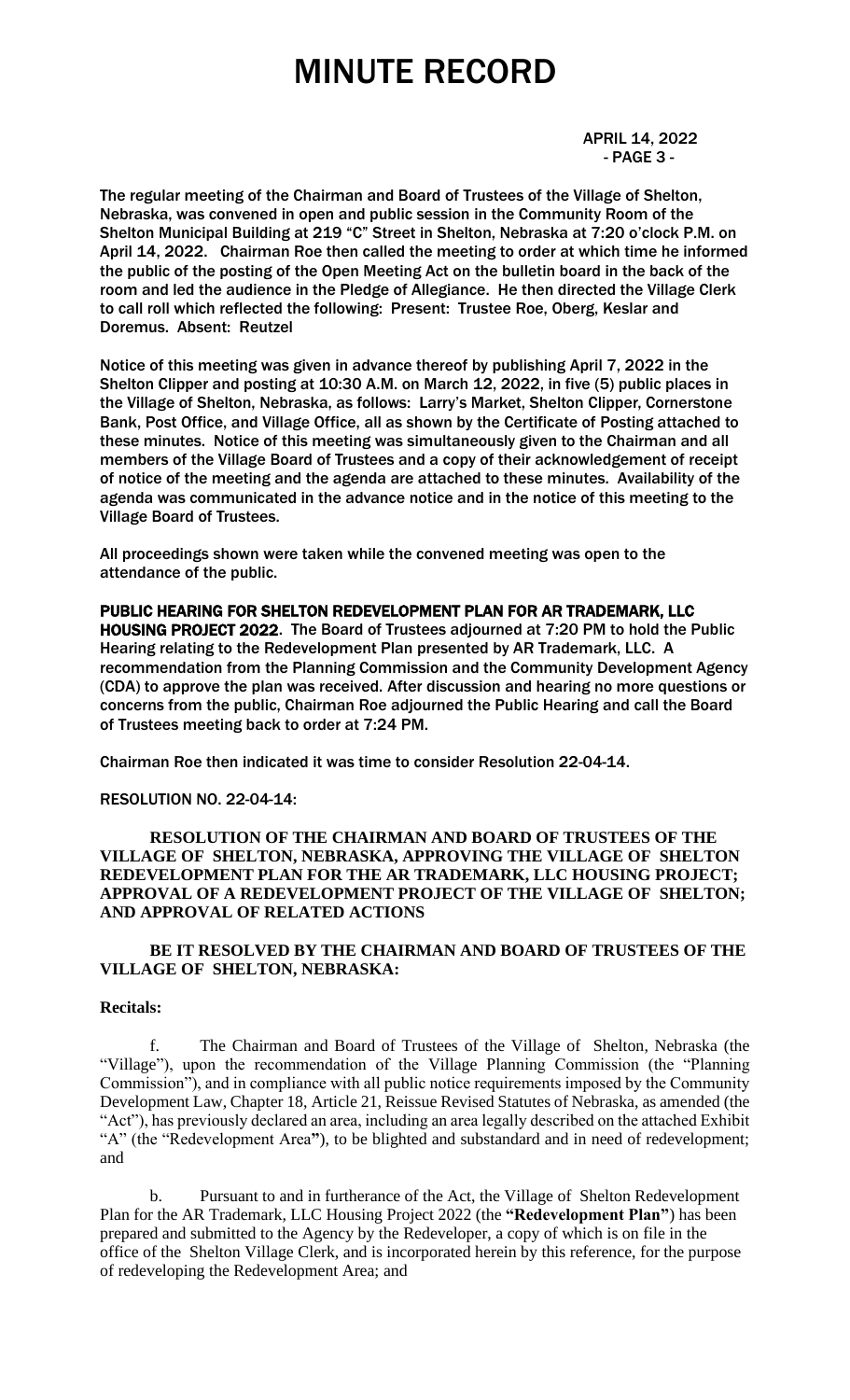# MINUTE RECORD

APRIL 14, 2022
- PAGE 3 -

The regular meeting of the Chairman and Board of Trustees of the Village of Shelton, Nebraska, was convened in open and public session in the Community Room of the Shelton Municipal Building at 219 "C" Street in Shelton, Nebraska at 7:20 o'clock P.M. on April 14, 2022. Chairman Roe then called the meeting to order at which time he informed the public of the posting of the Open Meeting Act on the bulletin board in the back of the room and led the audience in the Pledge of Allegiance. He then directed the Village Clerk to call roll which reflected the following: Present: Trustee Roe, Oberg, Keslar and Doremus. Absent: Reutzel

Notice of this meeting was given in advance thereof by publishing April 7, 2022 in the Shelton Clipper and posting at 10:30 A.M. on March 12, 2022, in five (5) public places in the Village of Shelton, Nebraska, as follows: Larry's Market, Shelton Clipper, Cornerstone Bank, Post Office, and Village Office, all as shown by the Certificate of Posting attached to these minutes. Notice of this meeting was simultaneously given to the Chairman and all members of the Village Board of Trustees and a copy of their acknowledgement of receipt of notice of the meeting and the agenda are attached to these minutes. Availability of the agenda was communicated in the advance notice and in the notice of this meeting to the Village Board of Trustees.

All proceedings shown were taken while the convened meeting was open to the attendance of the public.

**PUBLIC HEARING FOR SHELTON REDEVELOPMENT PLAN FOR AR TRADEMARK, LLC HOUSING PROJECT 2022.** The Board of Trustees adjourned at 7:20 PM to hold the Public Hearing relating to the Redevelopment Plan presented by AR Trademark, LLC. A recommendation from the Planning Commission and the Community Development Agency (CDA) to approve the plan was received. After discussion and hearing no more questions or concerns from the public, Chairman Roe adjourned the Public Hearing and call the Board of Trustees meeting back to order at 7:24 PM.

Chairman Roe then indicated it was time to consider Resolution 22-04-14.

RESOLUTION NO. 22-04-14:

**RESOLUTION OF THE CHAIRMAN AND BOARD OF TRUSTEES OF THE VILLAGE OF SHELTON, NEBRASKA, APPROVING THE VILLAGE OF SHELTON REDEVELOPMENT PLAN FOR THE AR TRADEMARK, LLC HOUSING PROJECT; APPROVAL OF A REDEVELOPMENT PROJECT OF THE VILLAGE OF SHELTON; AND APPROVAL OF RELATED ACTIONS**

**BE IT RESOLVED BY THE CHAIRMAN AND BOARD OF TRUSTEES OF THE VILLAGE OF SHELTON, NEBRASKA:**

**Recitals:**

f. The Chairman and Board of Trustees of the Village of Shelton, Nebraska (the "Village"), upon the recommendation of the Village Planning Commission (the "Planning Commission"), and in compliance with all public notice requirements imposed by the Community Development Law, Chapter 18, Article 21, Reissue Revised Statutes of Nebraska, as amended (the "Act"), has previously declared an area, including an area legally described on the attached Exhibit "A" (the "Redevelopment Area"), to be blighted and substandard and in need of redevelopment; and

b. Pursuant to and in furtherance of the Act, the Village of Shelton Redevelopment Plan for the AR Trademark, LLC Housing Project 2022 (the **"Redevelopment Plan"**) has been prepared and submitted to the Agency by the Redeveloper, a copy of which is on file in the office of the Shelton Village Clerk, and is incorporated herein by this reference, for the purpose of redeveloping the Redevelopment Area; and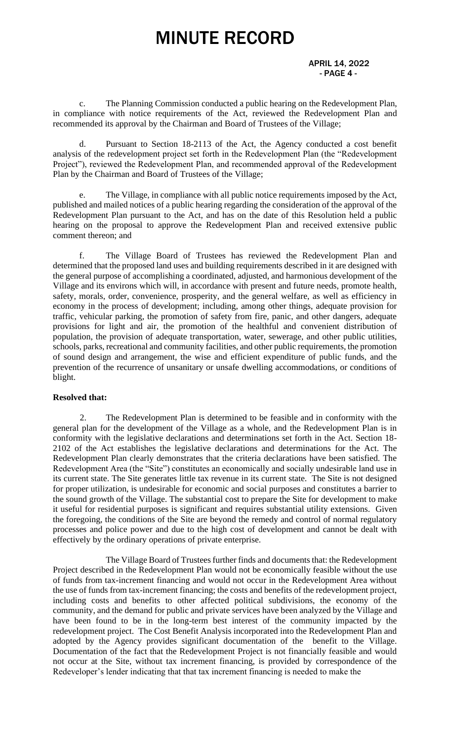c. The Planning Commission conducted a public hearing on the Redevelopment Plan, in compliance with notice requirements of the Act, reviewed the Redevelopment Plan and recommended its approval by the Chairman and Board of Trustees of the Village;

d. Pursuant to Section 18-2113 of the Act, the Agency conducted a cost benefit analysis of the redevelopment project set forth in the Redevelopment Plan (the "Redevelopment Project"), reviewed the Redevelopment Plan, and recommended approval of the Redevelopment Plan by the Chairman and Board of Trustees of the Village;

e. The Village, in compliance with all public notice requirements imposed by the Act, published and mailed notices of a public hearing regarding the consideration of the approval of the Redevelopment Plan pursuant to the Act, and has on the date of this Resolution held a public hearing on the proposal to approve the Redevelopment Plan and received extensive public comment thereon; and

f. The Village Board of Trustees has reviewed the Redevelopment Plan and determined that the proposed land uses and building requirements described in it are designed with the general purpose of accomplishing a coordinated, adjusted, and harmonious development of the Village and its environs which will, in accordance with present and future needs, promote health, safety, morals, order, convenience, prosperity, and the general welfare, as well as efficiency in economy in the process of development; including, among other things, adequate provision for traffic, vehicular parking, the promotion of safety from fire, panic, and other dangers, adequate provisions for light and air, the promotion of the healthful and convenient distribution of population, the provision of adequate transportation, water, sewerage, and other public utilities, schools, parks, recreational and community facilities, and other public requirements, the promotion of sound design and arrangement, the wise and efficient expenditure of public funds, and the prevention of the recurrence of unsanitary or unsafe dwelling accommodations, or conditions of blight.

**Resolved that:**

2. The Redevelopment Plan is determined to be feasible and in conformity with the general plan for the development of the Village as a whole, and the Redevelopment Plan is in conformity with the legislative declarations and determinations set forth in the Act. Section 18-2102 of the Act establishes the legislative declarations and determinations for the Act. The Redevelopment Plan clearly demonstrates that the criteria declarations have been satisfied. The Redevelopment Area (the "Site") constitutes an economically and socially undesirable land use in its current state. The Site generates little tax revenue in its current state. The Site is not designed for proper utilization, is undesirable for economic and social purposes and constitutes a barrier to the sound growth of the Village. The substantial cost to prepare the Site for development to make it useful for residential purposes is significant and requires substantial utility extensions. Given the foregoing, the conditions of the Site are beyond the remedy and control of normal regulatory processes and police power and due to the high cost of development and cannot be dealt with effectively by the ordinary operations of private enterprise.

The Village Board of Trustees further finds and documents that: the Redevelopment Project described in the Redevelopment Plan would not be economically feasible without the use of funds from tax-increment financing and would not occur in the Redevelopment Area without the use of funds from tax-increment financing; the costs and benefits of the redevelopment project, including costs and benefits to other affected political subdivisions, the economy of the community, and the demand for public and private services have been analyzed by the Village and have been found to be in the long-term best interest of the community impacted by the redevelopment project. The Cost Benefit Analysis incorporated into the Redevelopment Plan and adopted by the Agency provides significant documentation of the benefit to the Village. Documentation of the fact that the Redevelopment Project is not financially feasible and would not occur at the Site, without tax increment financing, is provided by correspondence of the Redeveloper's lender indicating that that tax increment financing is needed to make the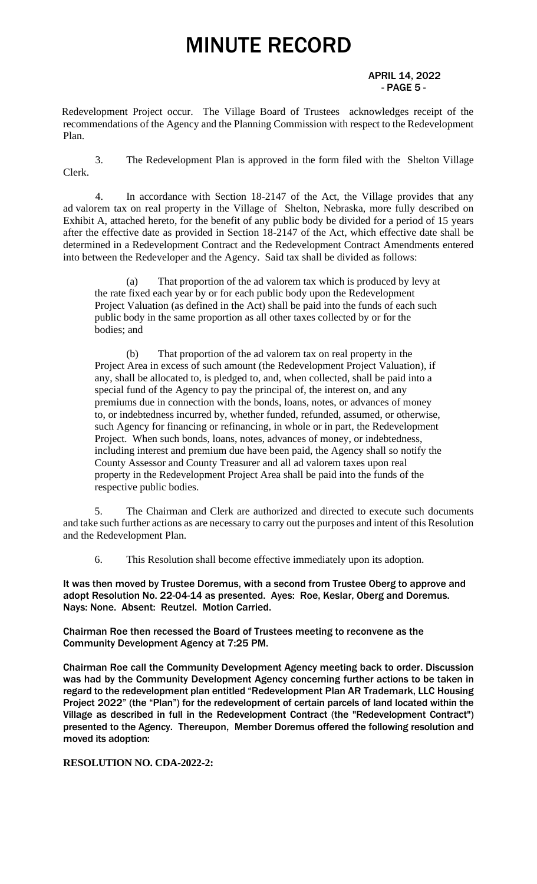Redevelopment Project occur. The Village Board of Trustees acknowledges receipt of the recommendations of the Agency and the Planning Commission with respect to the Redevelopment Plan.

3. The Redevelopment Plan is approved in the form filed with the Shelton Village Clerk.

4. In accordance with Section 18-2147 of the Act, the Village provides that any ad valorem tax on real property in the Village of Shelton, Nebraska, more fully described on Exhibit A, attached hereto, for the benefit of any public body be divided for a period of 15 years after the effective date as provided in Section 18-2147 of the Act, which effective date shall be determined in a Redevelopment Contract and the Redevelopment Contract Amendments entered into between the Redeveloper and the Agency. Said tax shall be divided as follows:

(a) That proportion of the ad valorem tax which is produced by levy at the rate fixed each year by or for each public body upon the Redevelopment Project Valuation (as defined in the Act) shall be paid into the funds of each such public body in the same proportion as all other taxes collected by or for the bodies; and

(b) That proportion of the ad valorem tax on real property in the Project Area in excess of such amount (the Redevelopment Project Valuation), if any, shall be allocated to, is pledged to, and, when collected, shall be paid into a special fund of the Agency to pay the principal of, the interest on, and any premiums due in connection with the bonds, loans, notes, or advances of money to, or indebtedness incurred by, whether funded, refunded, assumed, or otherwise, such Agency for financing or refinancing, in whole or in part, the Redevelopment Project. When such bonds, loans, notes, advances of money, or indebtedness, including interest and premium due have been paid, the Agency shall so notify the County Assessor and County Treasurer and all ad valorem taxes upon real property in the Redevelopment Project Area shall be paid into the funds of the respective public bodies.

5. The Chairman and Clerk are authorized and directed to execute such documents and take such further actions as are necessary to carry out the purposes and intent of this Resolution and the Redevelopment Plan.

6. This Resolution shall become effective immediately upon its adoption.

**It was then moved by Trustee Doremus, with a second from Trustee Oberg to approve and adopt Resolution No. 22-04-14 as presented. Ayes: Roe, Keslar, Oberg and Doremus. Nays: None. Absent: Reutzel. Motion Carried.**

**Chairman Roe then recessed the Board of Trustees meeting to reconvene as the Community Development Agency at 7:25 PM.**

**Chairman Roe call the Community Development Agency meeting back to order. Discussion was had by the Community Development Agency concerning further actions to be taken in regard to the redevelopment plan entitled "Redevelopment Plan AR Trademark, LLC Housing Project 2022" (the "Plan") for the redevelopment of certain parcels of land located within the Village as described in full in the Redevelopment Contract (the "Redevelopment Contract") presented to the Agency. Thereupon, Member Doremus offered the following resolution and moved its adoption:**

**RESOLUTION NO. CDA-2022-2:**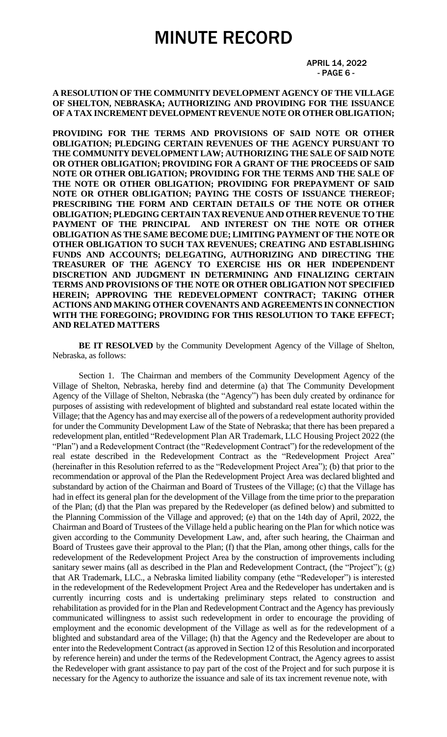**A RESOLUTION OF THE COMMUNITY DEVELOPMENT AGENCY OF THE VILLAGE OF SHELTON, NEBRASKA; AUTHORIZING AND PROVIDING FOR THE ISSUANCE OF A TAX INCREMENT DEVELOPMENT REVENUE NOTE OR OTHER OBLIGATION;**

**PROVIDING FOR THE TERMS AND PROVISIONS OF SAID NOTE OR OTHER OBLIGATION; PLEDGING CERTAIN REVENUES OF THE AGENCY PURSUANT TO THE COMMUNITY DEVELOPMENT LAW; AUTHORIZING THE SALE OF SAID NOTE OR OTHER OBLIGATION; PROVIDING FOR A GRANT OF THE PROCEEDS OF SAID NOTE OR OTHER OBLIGATION; PROVIDING FOR THE TERMS AND THE SALE OF THE NOTE OR OTHER OBLIGATION; PROVIDING FOR PREPAYMENT OF SAID NOTE OR OTHER OBLIGATION; PAYING THE COSTS OF ISSUANCE THEREOF; PRESCRIBING THE FORM AND CERTAIN DETAILS OF THE NOTE OR OTHER OBLIGATION; PLEDGING CERTAIN TAX REVENUE AND OTHER REVENUE TO THE PAYMENT OF THE PRINCIPAL AND INTEREST ON THE NOTE OR OTHER OBLIGATION AS THE SAME BECOME DUE; LIMITING PAYMENT OF THE NOTE OR OTHER OBLIGATION TO SUCH TAX REVENUES; CREATING AND ESTABLISHING FUNDS AND ACCOUNTS; DELEGATING, AUTHORIZING AND DIRECTING THE TREASURER OF THE AGENCY TO EXERCISE HIS OR HER INDEPENDENT DISCRETION AND JUDGMENT IN DETERMINING AND FINALIZING CERTAIN TERMS AND PROVISIONS OF THE NOTE OR OTHER OBLIGATION NOT SPECIFIED HEREIN; APPROVING THE REDEVELOPMENT CONTRACT; TAKING OTHER ACTIONS AND MAKING OTHER COVENANTS AND AGREEMENTS IN CONNECTION WITH THE FOREGOING; PROVIDING FOR THIS RESOLUTION TO TAKE EFFECT; AND RELATED MATTERS**

**BE IT RESOLVED** by the Community Development Agency of the Village of Shelton, Nebraska, as follows:

Section 1. The Chairman and members of the Community Development Agency of the Village of Shelton, Nebraska, hereby find and determine (a) that The Community Development Agency of the Village of Shelton, Nebraska (the "Agency") has been duly created by ordinance for purposes of assisting with redevelopment of blighted and substandard real estate located within the Village; that the Agency has and may exercise all of the powers of a redevelopment authority provided for under the Community Development Law of the State of Nebraska; that there has been prepared a redevelopment plan, entitled "Redevelopment Plan AR Trademark, LLC Housing Project 2022 (the "Plan") and a Redevelopment Contract (the "Redevelopment Contract") for the redevelopment of the real estate described in the Redevelopment Contract as the "Redevelopment Project Area" (hereinafter in this Resolution referred to as the "Redevelopment Project Area"); (b) that prior to the recommendation or approval of the Plan the Redevelopment Project Area was declared blighted and substandard by action of the Chairman and Board of Trustees of the Village; (c) that the Village has had in effect its general plan for the development of the Village from the time prior to the preparation of the Plan; (d) that the Plan was prepared by the Redeveloper (as defined below) and submitted to the Planning Commission of the Village and approved; (e) that on the 14th day of April, 2022, the Chairman and Board of Trustees of the Village held a public hearing on the Plan for which notice was given according to the Community Development Law, and, after such hearing, the Chairman and Board of Trustees gave their approval to the Plan; (f) that the Plan, among other things, calls for the redevelopment of the Redevelopment Project Area by the construction of improvements including sanitary sewer mains (all as described in the Plan and Redevelopment Contract, (the "Project"); (g) that AR Trademark, LLC., a Nebraska limited liability company (ethe "Redeveloper") is interested in the redevelopment of the Redevelopment Project Area and the Redeveloper has undertaken and is currently incurring costs and is undertaking preliminary steps related to construction and rehabilitation as provided for in the Plan and Redevelopment Contract and the Agency has previously communicated willingness to assist such redevelopment in order to encourage the providing of employment and the economic development of the Village as well as for the redevelopment of a blighted and substandard area of the Village; (h) that the Agency and the Redeveloper are about to enter into the Redevelopment Contract (as approved in Section 12 of this Resolution and incorporated by reference herein) and under the terms of the Redevelopment Contract, the Agency agrees to assist the Redeveloper with grant assistance to pay part of the cost of the Project and for such purpose it is necessary for the Agency to authorize the issuance and sale of its tax increment revenue note, with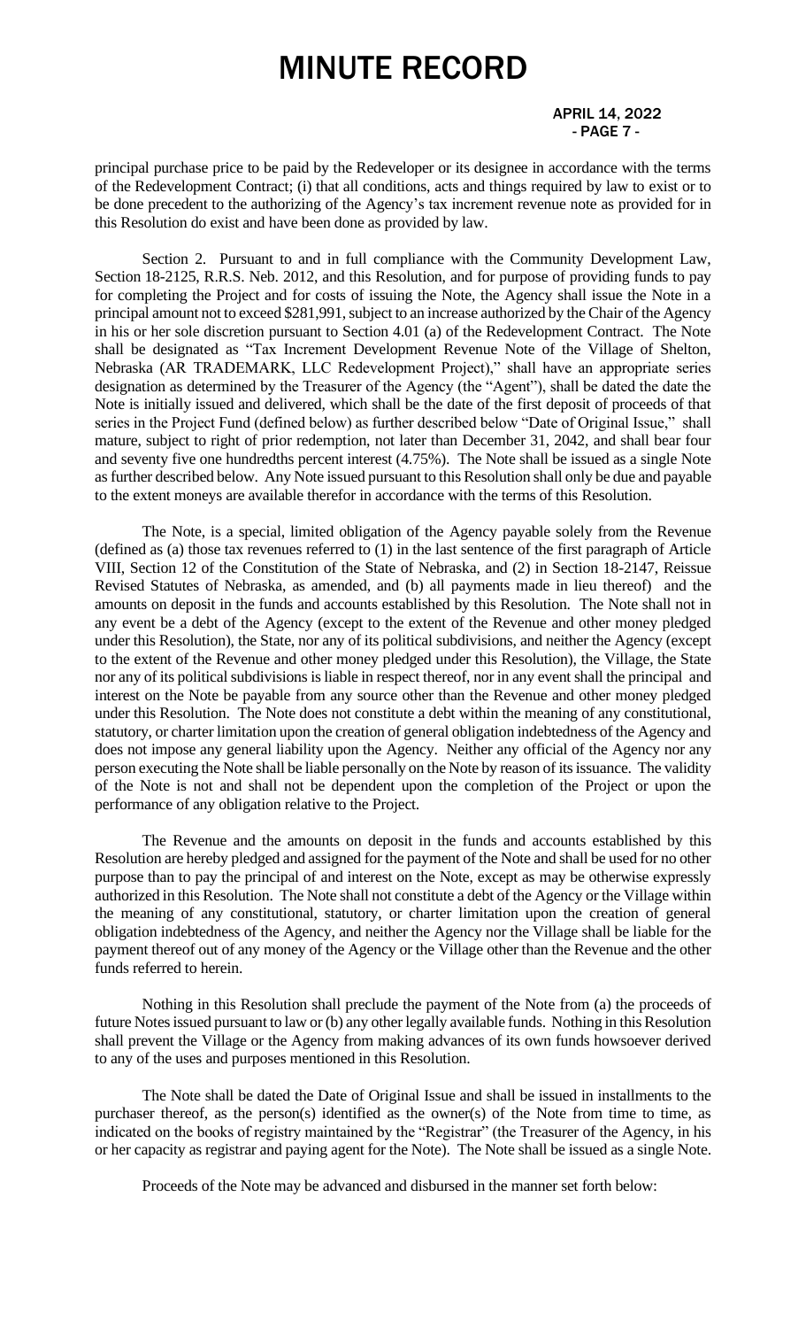principal purchase price to be paid by the Redeveloper or its designee in accordance with the terms of the Redevelopment Contract; (i) that all conditions, acts and things required by law to exist or to be done precedent to the authorizing of the Agency's tax increment revenue note as provided for in this Resolution do exist and have been done as provided by law.

Section 2. Pursuant to and in full compliance with the Community Development Law, Section 18-2125, R.R.S. Neb. 2012, and this Resolution, and for purpose of providing funds to pay for completing the Project and for costs of issuing the Note, the Agency shall issue the Note in a principal amount not to exceed $281,991, subject to an increase authorized by the Chair of the Agency in his or her sole discretion pursuant to Section 4.01 (a) of the Redevelopment Contract. The Note shall be designated as "Tax Increment Development Revenue Note of the Village of Shelton, Nebraska (AR TRADEMARK, LLC Redevelopment Project)," shall have an appropriate series designation as determined by the Treasurer of the Agency (the "Agent"), shall be dated the date the Note is initially issued and delivered, which shall be the date of the first deposit of proceeds of that series in the Project Fund (defined below) as further described below "Date of Original Issue," shall mature, subject to right of prior redemption, not later than December 31, 2042, and shall bear four and seventy five one hundredths percent interest (4.75%). The Note shall be issued as a single Note as further described below. Any Note issued pursuant to this Resolution shall only be due and payable to the extent moneys are available therefor in accordance with the terms of this Resolution.

The Note, is a special, limited obligation of the Agency payable solely from the Revenue (defined as (a) those tax revenues referred to (1) in the last sentence of the first paragraph of Article VIII, Section 12 of the Constitution of the State of Nebraska, and (2) in Section 18-2147, Reissue Revised Statutes of Nebraska, as amended, and (b) all payments made in lieu thereof) and the amounts on deposit in the funds and accounts established by this Resolution. The Note shall not in any event be a debt of the Agency (except to the extent of the Revenue and other money pledged under this Resolution), the State, nor any of its political subdivisions, and neither the Agency (except to the extent of the Revenue and other money pledged under this Resolution), the Village, the State nor any of its political subdivisions is liable in respect thereof, nor in any event shall the principal and interest on the Note be payable from any source other than the Revenue and other money pledged under this Resolution. The Note does not constitute a debt within the meaning of any constitutional, statutory, or charter limitation upon the creation of general obligation indebtedness of the Agency and does not impose any general liability upon the Agency. Neither any official of the Agency nor any person executing the Note shall be liable personally on the Note by reason of its issuance. The validity of the Note is not and shall not be dependent upon the completion of the Project or upon the performance of any obligation relative to the Project.

The Revenue and the amounts on deposit in the funds and accounts established by this Resolution are hereby pledged and assigned for the payment of the Note and shall be used for no other purpose than to pay the principal of and interest on the Note, except as may be otherwise expressly authorized in this Resolution. The Note shall not constitute a debt of the Agency or the Village within the meaning of any constitutional, statutory, or charter limitation upon the creation of general obligation indebtedness of the Agency, and neither the Agency nor the Village shall be liable for the payment thereof out of any money of the Agency or the Village other than the Revenue and the other funds referred to herein.

Nothing in this Resolution shall preclude the payment of the Note from (a) the proceeds of future Notes issued pursuant to law or (b) any other legally available funds. Nothing in this Resolution shall prevent the Village or the Agency from making advances of its own funds howsoever derived to any of the uses and purposes mentioned in this Resolution.

The Note shall be dated the Date of Original Issue and shall be issued in installments to the purchaser thereof, as the person(s) identified as the owner(s) of the Note from time to time, as indicated on the books of registry maintained by the "Registrar" (the Treasurer of the Agency, in his or her capacity as registrar and paying agent for the Note). The Note shall be issued as a single Note.

Proceeds of the Note may be advanced and disbursed in the manner set forth below: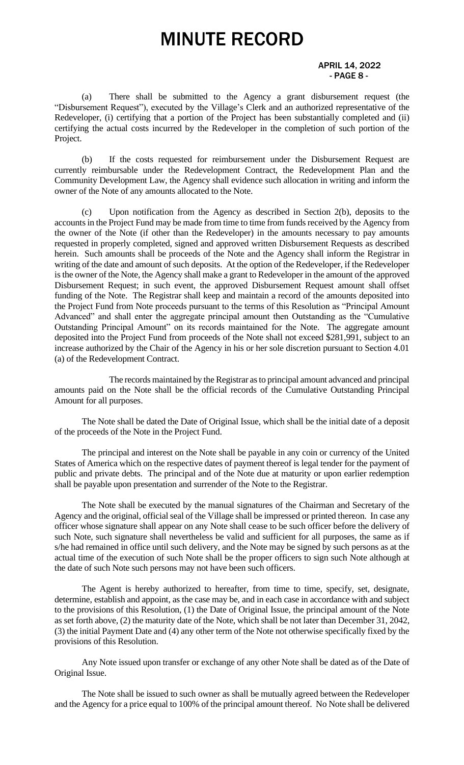(a) There shall be submitted to the Agency a grant disbursement request (the "Disbursement Request"), executed by the Village's Clerk and an authorized representative of the Redeveloper, (i) certifying that a portion of the Project has been substantially completed and (ii) certifying the actual costs incurred by the Redeveloper in the completion of such portion of the Project.

(b) If the costs requested for reimbursement under the Disbursement Request are currently reimbursable under the Redevelopment Contract, the Redevelopment Plan and the Community Development Law, the Agency shall evidence such allocation in writing and inform the owner of the Note of any amounts allocated to the Note.

(c) Upon notification from the Agency as described in Section 2(b), deposits to the accounts in the Project Fund may be made from time to time from funds received by the Agency from the owner of the Note (if other than the Redeveloper) in the amounts necessary to pay amounts requested in properly completed, signed and approved written Disbursement Requests as described herein. Such amounts shall be proceeds of the Note and the Agency shall inform the Registrar in writing of the date and amount of such deposits. At the option of the Redeveloper, if the Redeveloper is the owner of the Note, the Agency shall make a grant to Redeveloper in the amount of the approved Disbursement Request; in such event, the approved Disbursement Request amount shall offset funding of the Note. The Registrar shall keep and maintain a record of the amounts deposited into the Project Fund from Note proceeds pursuant to the terms of this Resolution as "Principal Amount Advanced" and shall enter the aggregate principal amount then Outstanding as the "Cumulative Outstanding Principal Amount" on its records maintained for the Note. The aggregate amount deposited into the Project Fund from proceeds of the Note shall not exceed $281,991, subject to an increase authorized by the Chair of the Agency in his or her sole discretion pursuant to Section 4.01 (a) of the Redevelopment Contract.

The records maintained by the Registrar as to principal amount advanced and principal amounts paid on the Note shall be the official records of the Cumulative Outstanding Principal Amount for all purposes.

The Note shall be dated the Date of Original Issue, which shall be the initial date of a deposit of the proceeds of the Note in the Project Fund.

The principal and interest on the Note shall be payable in any coin or currency of the United States of America which on the respective dates of payment thereof is legal tender for the payment of public and private debts. The principal and of the Note due at maturity or upon earlier redemption shall be payable upon presentation and surrender of the Note to the Registrar.

The Note shall be executed by the manual signatures of the Chairman and Secretary of the Agency and the original, official seal of the Village shall be impressed or printed thereon. In case any officer whose signature shall appear on any Note shall cease to be such officer before the delivery of such Note, such signature shall nevertheless be valid and sufficient for all purposes, the same as if s/he had remained in office until such delivery, and the Note may be signed by such persons as at the actual time of the execution of such Note shall be the proper officers to sign such Note although at the date of such Note such persons may not have been such officers.

The Agent is hereby authorized to hereafter, from time to time, specify, set, designate, determine, establish and appoint, as the case may be, and in each case in accordance with and subject to the provisions of this Resolution, (1) the Date of Original Issue, the principal amount of the Note as set forth above, (2) the maturity date of the Note, which shall be not later than December 31, 2042, (3) the initial Payment Date and (4) any other term of the Note not otherwise specifically fixed by the provisions of this Resolution.

Any Note issued upon transfer or exchange of any other Note shall be dated as of the Date of Original Issue.

The Note shall be issued to such owner as shall be mutually agreed between the Redeveloper and the Agency for a price equal to 100% of the principal amount thereof. No Note shall be delivered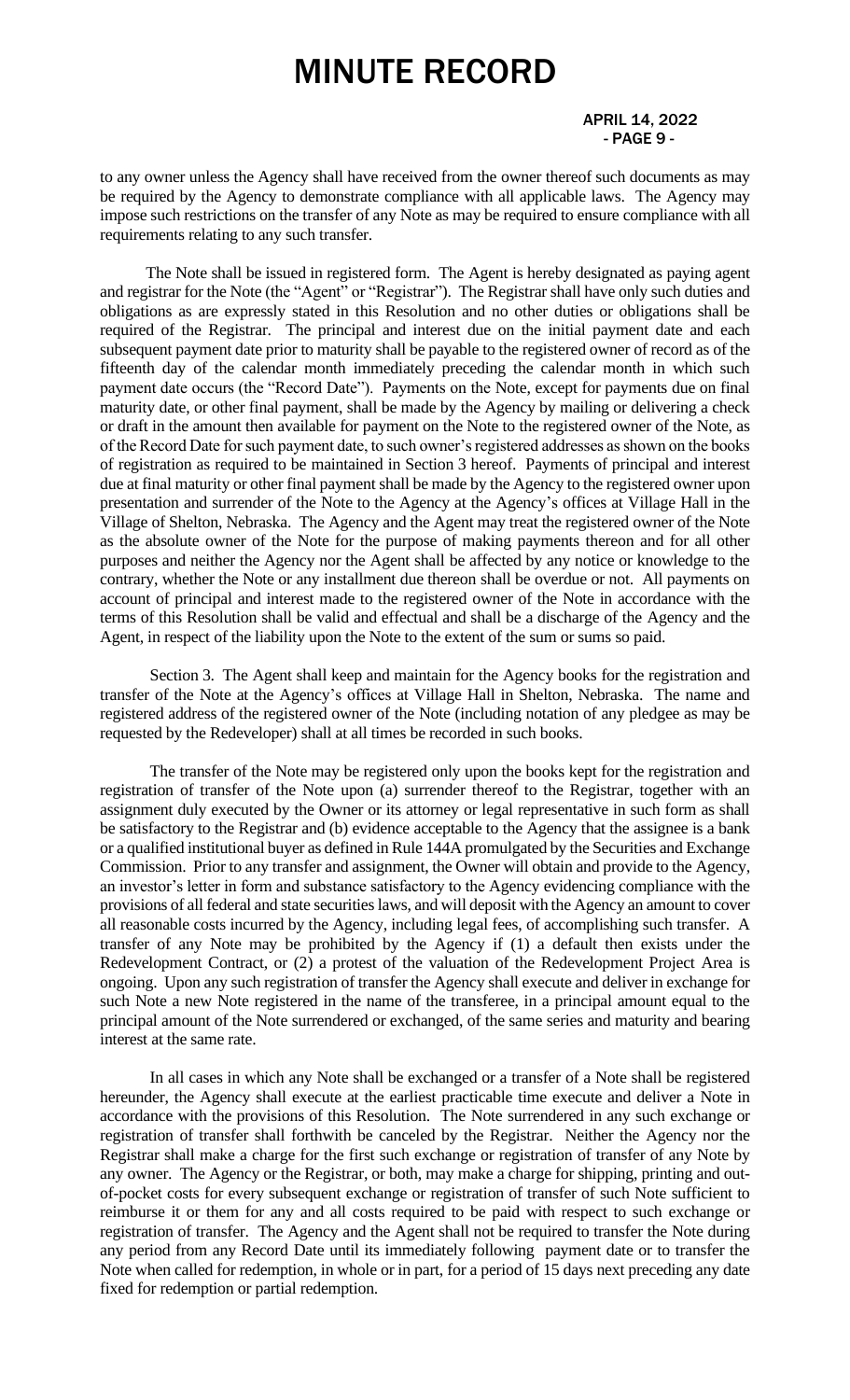to any owner unless the Agency shall have received from the owner thereof such documents as may be required by the Agency to demonstrate compliance with all applicable laws. The Agency may impose such restrictions on the transfer of any Note as may be required to ensure compliance with all requirements relating to any such transfer.

The Note shall be issued in registered form. The Agent is hereby designated as paying agent and registrar for the Note (the "Agent" or "Registrar"). The Registrar shall have only such duties and obligations as are expressly stated in this Resolution and no other duties or obligations shall be required of the Registrar. The principal and interest due on the initial payment date and each subsequent payment date prior to maturity shall be payable to the registered owner of record as of the fifteenth day of the calendar month immediately preceding the calendar month in which such payment date occurs (the "Record Date"). Payments on the Note, except for payments due on final maturity date, or other final payment, shall be made by the Agency by mailing or delivering a check or draft in the amount then available for payment on the Note to the registered owner of the Note, as of the Record Date for such payment date, to such owner's registered addresses as shown on the books of registration as required to be maintained in Section 3 hereof. Payments of principal and interest due at final maturity or other final payment shall be made by the Agency to the registered owner upon presentation and surrender of the Note to the Agency at the Agency's offices at Village Hall in the Village of Shelton, Nebraska. The Agency and the Agent may treat the registered owner of the Note as the absolute owner of the Note for the purpose of making payments thereon and for all other purposes and neither the Agency nor the Agent shall be affected by any notice or knowledge to the contrary, whether the Note or any installment due thereon shall be overdue or not. All payments on account of principal and interest made to the registered owner of the Note in accordance with the terms of this Resolution shall be valid and effectual and shall be a discharge of the Agency and the Agent, in respect of the liability upon the Note to the extent of the sum or sums so paid.

Section 3. The Agent shall keep and maintain for the Agency books for the registration and transfer of the Note at the Agency's offices at Village Hall in Shelton, Nebraska. The name and registered address of the registered owner of the Note (including notation of any pledgee as may be requested by the Redeveloper) shall at all times be recorded in such books.

The transfer of the Note may be registered only upon the books kept for the registration and registration of transfer of the Note upon (a) surrender thereof to the Registrar, together with an assignment duly executed by the Owner or its attorney or legal representative in such form as shall be satisfactory to the Registrar and (b) evidence acceptable to the Agency that the assignee is a bank or a qualified institutional buyer as defined in Rule 144A promulgated by the Securities and Exchange Commission. Prior to any transfer and assignment, the Owner will obtain and provide to the Agency, an investor's letter in form and substance satisfactory to the Agency evidencing compliance with the provisions of all federal and state securities laws, and will deposit with the Agency an amount to cover all reasonable costs incurred by the Agency, including legal fees, of accomplishing such transfer. A transfer of any Note may be prohibited by the Agency if (1) a default then exists under the Redevelopment Contract, or (2) a protest of the valuation of the Redevelopment Project Area is ongoing. Upon any such registration of transfer the Agency shall execute and deliver in exchange for such Note a new Note registered in the name of the transferee, in a principal amount equal to the principal amount of the Note surrendered or exchanged, of the same series and maturity and bearing interest at the same rate.

In all cases in which any Note shall be exchanged or a transfer of a Note shall be registered hereunder, the Agency shall execute at the earliest practicable time execute and deliver a Note in accordance with the provisions of this Resolution. The Note surrendered in any such exchange or registration of transfer shall forthwith be canceled by the Registrar. Neither the Agency nor the Registrar shall make a charge for the first such exchange or registration of transfer of any Note by any owner. The Agency or the Registrar, or both, may make a charge for shipping, printing and out-of-pocket costs for every subsequent exchange or registration of transfer of such Note sufficient to reimburse it or them for any and all costs required to be paid with respect to such exchange or registration of transfer. The Agency and the Agent shall not be required to transfer the Note during any period from any Record Date until its immediately following payment date or to transfer the Note when called for redemption, in whole or in part, for a period of 15 days next preceding any date fixed for redemption or partial redemption.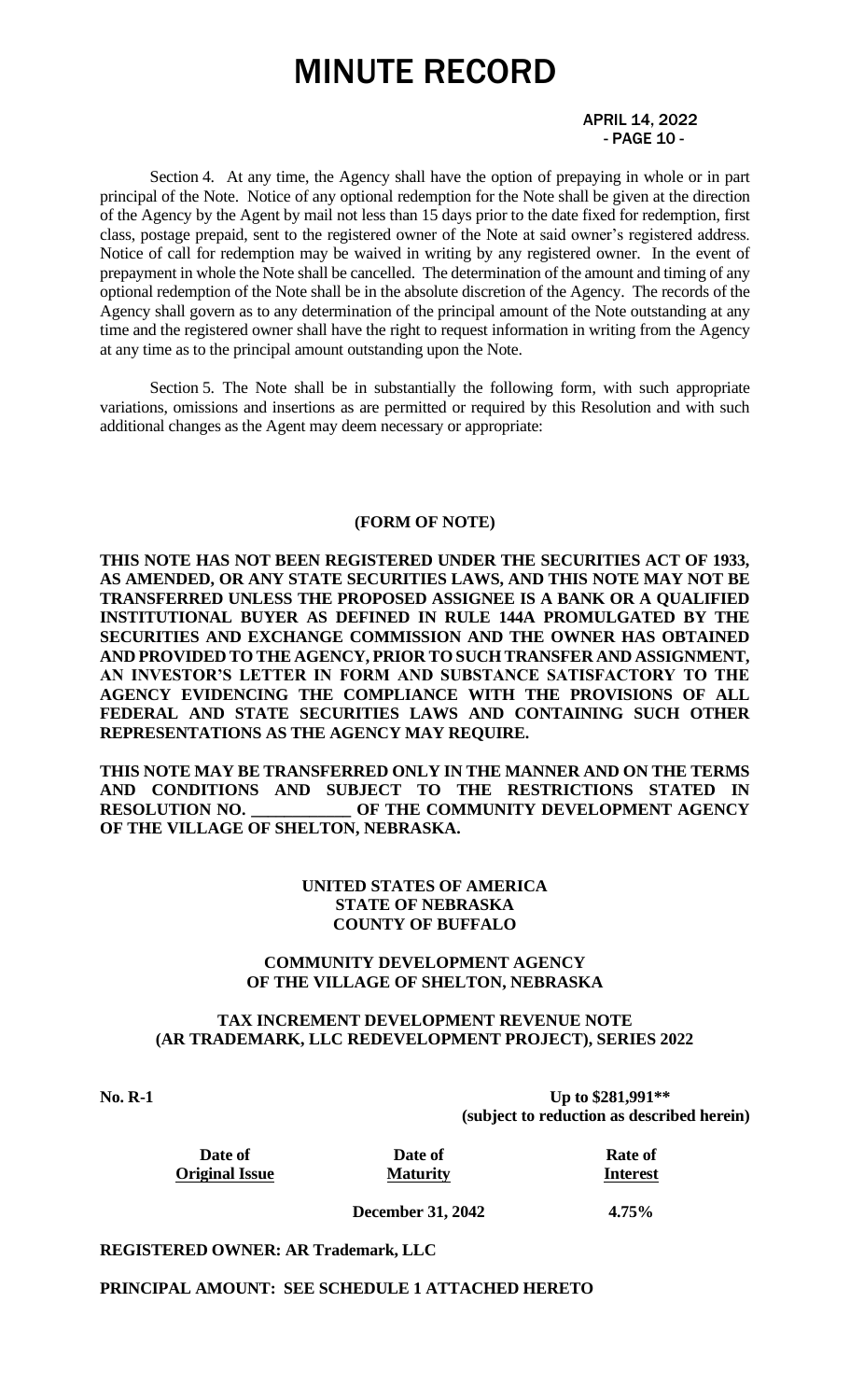Section 4. At any time, the Agency shall have the option of prepaying in whole or in part principal of the Note. Notice of any optional redemption for the Note shall be given at the direction of the Agency by the Agent by mail not less than 15 days prior to the date fixed for redemption, first class, postage prepaid, sent to the registered owner of the Note at said owner's registered address. Notice of call for redemption may be waived in writing by any registered owner. In the event of prepayment in whole the Note shall be cancelled. The determination of the amount and timing of any optional redemption of the Note shall be in the absolute discretion of the Agency. The records of the Agency shall govern as to any determination of the principal amount of the Note outstanding at any time and the registered owner shall have the right to request information in writing from the Agency at any time as to the principal amount outstanding upon the Note.

Section 5. The Note shall be in substantially the following form, with such appropriate variations, omissions and insertions as are permitted or required by this Resolution and with such additional changes as the Agent may deem necessary or appropriate:

**(FORM OF NOTE)**

**THIS NOTE HAS NOT BEEN REGISTERED UNDER THE SECURITIES ACT OF 1933, AS AMENDED, OR ANY STATE SECURITIES LAWS, AND THIS NOTE MAY NOT BE TRANSFERRED UNLESS THE PROPOSED ASSIGNEE IS A BANK OR A QUALIFIED INSTITUTIONAL BUYER AS DEFINED IN RULE 144A PROMULGATED BY THE SECURITIES AND EXCHANGE COMMISSION AND THE OWNER HAS OBTAINED AND PROVIDED TO THE AGENCY, PRIOR TO SUCH TRANSFER AND ASSIGNMENT, AN INVESTOR'S LETTER IN FORM AND SUBSTANCE SATISFACTORY TO THE AGENCY EVIDENCING THE COMPLIANCE WITH THE PROVISIONS OF ALL FEDERAL AND STATE SECURITIES LAWS AND CONTAINING SUCH OTHER REPRESENTATIONS AS THE AGENCY MAY REQUIRE.**

**THIS NOTE MAY BE TRANSFERRED ONLY IN THE MANNER AND ON THE TERMS AND CONDITIONS AND SUBJECT TO THE RESTRICTIONS STATED IN RESOLUTION NO. ____________ OF THE COMMUNITY DEVELOPMENT AGENCY OF THE VILLAGE OF SHELTON, NEBRASKA.**

**UNITED STATES OF AMERICA**
**STATE OF NEBRASKA**
**COUNTY OF BUFFALO**

**COMMUNITY DEVELOPMENT AGENCY**
**OF THE VILLAGE OF SHELTON, NEBRASKA**

**TAX INCREMENT DEVELOPMENT REVENUE NOTE**
**(AR TRADEMARK, LLC REDEVELOPMENT PROJECT), SERIES 2022**

**No. R-1** **Up to $281,991****
**(subject to reduction as described herein)**

| Date of Original Issue | Date of Maturity | Rate of Interest |
|---|---|---|
| | December 31, 2042 | 4.75% |

**REGISTERED OWNER: AR Trademark, LLC**

**PRINCIPAL AMOUNT: SEE SCHEDULE 1 ATTACHED HERETO**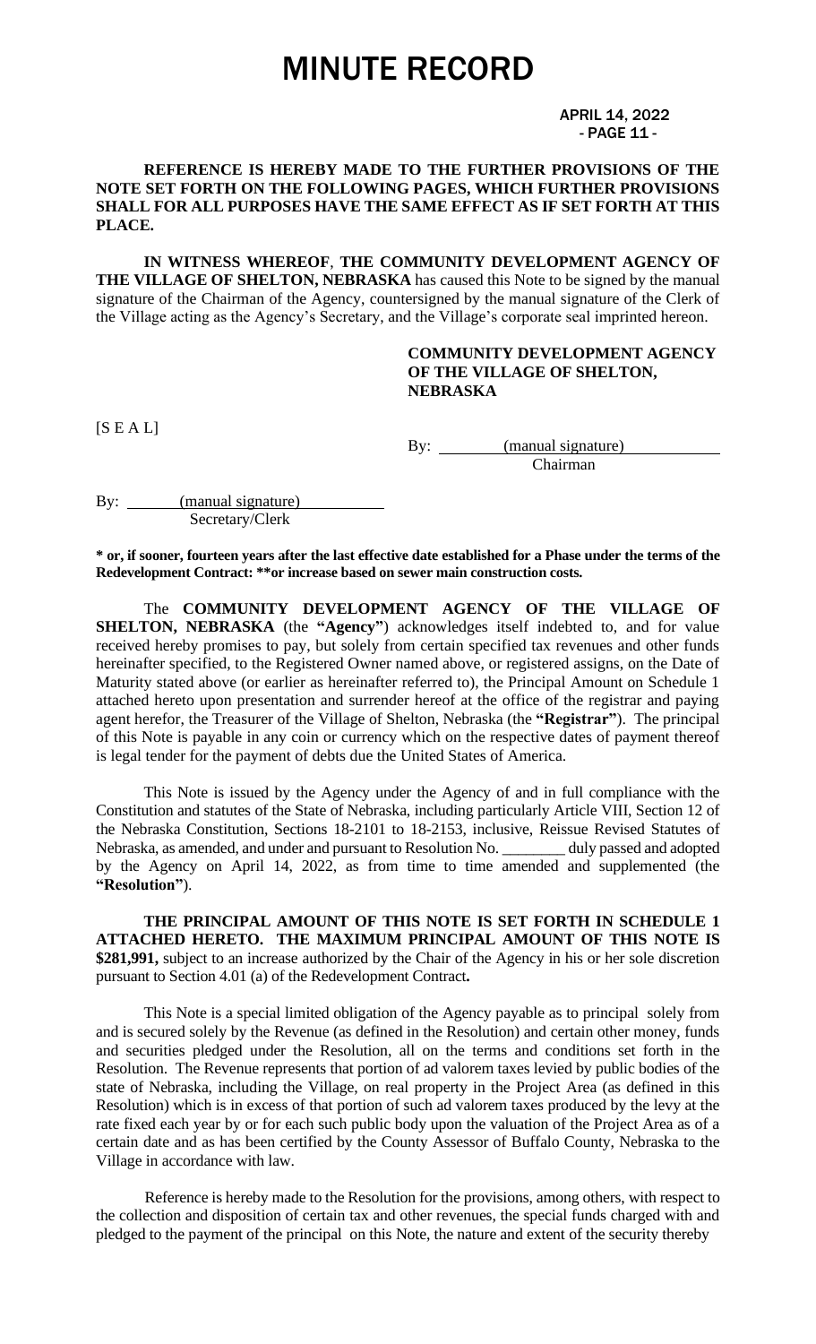**REFERENCE IS HEREBY MADE TO THE FURTHER PROVISIONS OF THE NOTE SET FORTH ON THE FOLLOWING PAGES, WHICH FURTHER PROVISIONS SHALL FOR ALL PURPOSES HAVE THE SAME EFFECT AS IF SET FORTH AT THIS PLACE.**

**IN WITNESS WHEREOF**, **THE COMMUNITY DEVELOPMENT AGENCY OF THE VILLAGE OF SHELTON, NEBRASKA** has caused this Note to be signed by the manual signature of the Chairman of the Agency, countersigned by the manual signature of the Clerk of the Village acting as the Agency's Secretary, and the Village's corporate seal imprinted hereon.

**COMMUNITY DEVELOPMENT AGENCY OF THE VILLAGE OF SHELTON, NEBRASKA**

[S E A L]

By: (manual signature)
Chairman

By: (manual signature)
Secretary/Clerk

**\* or, if sooner, fourteen years after the last effective date established for a Phase under the terms of the Redevelopment Contract: \*\*or increase based on sewer main construction costs.**

The **COMMUNITY DEVELOPMENT AGENCY OF THE VILLAGE OF SHELTON, NEBRASKA** (the **"Agency"**) acknowledges itself indebted to, and for value received hereby promises to pay, but solely from certain specified tax revenues and other funds hereinafter specified, to the Registered Owner named above, or registered assigns, on the Date of Maturity stated above (or earlier as hereinafter referred to), the Principal Amount on Schedule 1 attached hereto upon presentation and surrender hereof at the office of the registrar and paying agent herefor, the Treasurer of the Village of Shelton, Nebraska (the **"Registrar"**). The principal of this Note is payable in any coin or currency which on the respective dates of payment thereof is legal tender for the payment of debts due the United States of America.

This Note is issued by the Agency under the Agency of and in full compliance with the Constitution and statutes of the State of Nebraska, including particularly Article VIII, Section 12 of the Nebraska Constitution, Sections 18-2101 to 18-2153, inclusive, Reissue Revised Statutes of Nebraska, as amended, and under and pursuant to Resolution No. ________ duly passed and adopted by the Agency on April 14, 2022, as from time to time amended and supplemented (the **"Resolution"**).

**THE PRINCIPAL AMOUNT OF THIS NOTE IS SET FORTH IN SCHEDULE 1 ATTACHED HERETO. THE MAXIMUM PRINCIPAL AMOUNT OF THIS NOTE IS \$281,991,** subject to an increase authorized by the Chair of the Agency in his or her sole discretion pursuant to Section 4.01 (a) of the Redevelopment Contract**.**

This Note is a special limited obligation of the Agency payable as to principal solely from and is secured solely by the Revenue (as defined in the Resolution) and certain other money, funds and securities pledged under the Resolution, all on the terms and conditions set forth in the Resolution. The Revenue represents that portion of ad valorem taxes levied by public bodies of the state of Nebraska, including the Village, on real property in the Project Area (as defined in this Resolution) which is in excess of that portion of such ad valorem taxes produced by the levy at the rate fixed each year by or for each such public body upon the valuation of the Project Area as of a certain date and as has been certified by the County Assessor of Buffalo County, Nebraska to the Village in accordance with law.

Reference is hereby made to the Resolution for the provisions, among others, with respect to the collection and disposition of certain tax and other revenues, the special funds charged with and pledged to the payment of the principal on this Note, the nature and extent of the security thereby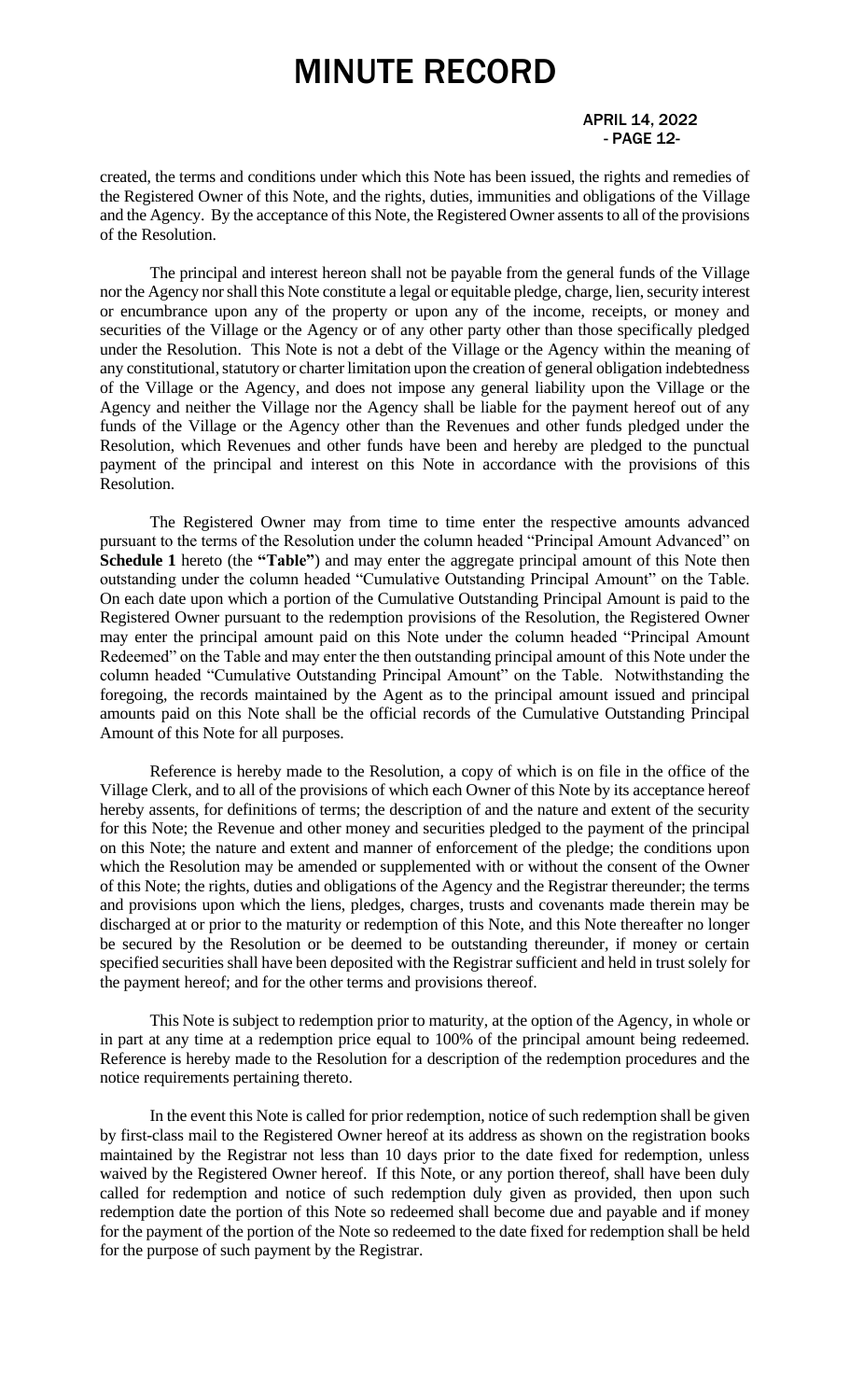created, the terms and conditions under which this Note has been issued, the rights and remedies of the Registered Owner of this Note, and the rights, duties, immunities and obligations of the Village and the Agency. By the acceptance of this Note, the Registered Owner assents to all of the provisions of the Resolution.

The principal and interest hereon shall not be payable from the general funds of the Village nor the Agency nor shall this Note constitute a legal or equitable pledge, charge, lien, security interest or encumbrance upon any of the property or upon any of the income, receipts, or money and securities of the Village or the Agency or of any other party other than those specifically pledged under the Resolution. This Note is not a debt of the Village or the Agency within the meaning of any constitutional, statutory or charter limitation upon the creation of general obligation indebtedness of the Village or the Agency, and does not impose any general liability upon the Village or the Agency and neither the Village nor the Agency shall be liable for the payment hereof out of any funds of the Village or the Agency other than the Revenues and other funds pledged under the Resolution, which Revenues and other funds have been and hereby are pledged to the punctual payment of the principal and interest on this Note in accordance with the provisions of this Resolution.

The Registered Owner may from time to time enter the respective amounts advanced pursuant to the terms of the Resolution under the column headed "Principal Amount Advanced" on **Schedule 1** hereto (the **"Table"**) and may enter the aggregate principal amount of this Note then outstanding under the column headed "Cumulative Outstanding Principal Amount" on the Table. On each date upon which a portion of the Cumulative Outstanding Principal Amount is paid to the Registered Owner pursuant to the redemption provisions of the Resolution, the Registered Owner may enter the principal amount paid on this Note under the column headed "Principal Amount Redeemed" on the Table and may enter the then outstanding principal amount of this Note under the column headed "Cumulative Outstanding Principal Amount" on the Table. Notwithstanding the foregoing, the records maintained by the Agent as to the principal amount issued and principal amounts paid on this Note shall be the official records of the Cumulative Outstanding Principal Amount of this Note for all purposes.

Reference is hereby made to the Resolution, a copy of which is on file in the office of the Village Clerk, and to all of the provisions of which each Owner of this Note by its acceptance hereof hereby assents, for definitions of terms; the description of and the nature and extent of the security for this Note; the Revenue and other money and securities pledged to the payment of the principal on this Note; the nature and extent and manner of enforcement of the pledge; the conditions upon which the Resolution may be amended or supplemented with or without the consent of the Owner of this Note; the rights, duties and obligations of the Agency and the Registrar thereunder; the terms and provisions upon which the liens, pledges, charges, trusts and covenants made therein may be discharged at or prior to the maturity or redemption of this Note, and this Note thereafter no longer be secured by the Resolution or be deemed to be outstanding thereunder, if money or certain specified securities shall have been deposited with the Registrar sufficient and held in trust solely for the payment hereof; and for the other terms and provisions thereof.

This Note is subject to redemption prior to maturity, at the option of the Agency, in whole or in part at any time at a redemption price equal to 100% of the principal amount being redeemed. Reference is hereby made to the Resolution for a description of the redemption procedures and the notice requirements pertaining thereto.

In the event this Note is called for prior redemption, notice of such redemption shall be given by first-class mail to the Registered Owner hereof at its address as shown on the registration books maintained by the Registrar not less than 10 days prior to the date fixed for redemption, unless waived by the Registered Owner hereof. If this Note, or any portion thereof, shall have been duly called for redemption and notice of such redemption duly given as provided, then upon such redemption date the portion of this Note so redeemed shall become due and payable and if money for the payment of the portion of the Note so redeemed to the date fixed for redemption shall be held for the purpose of such payment by the Registrar.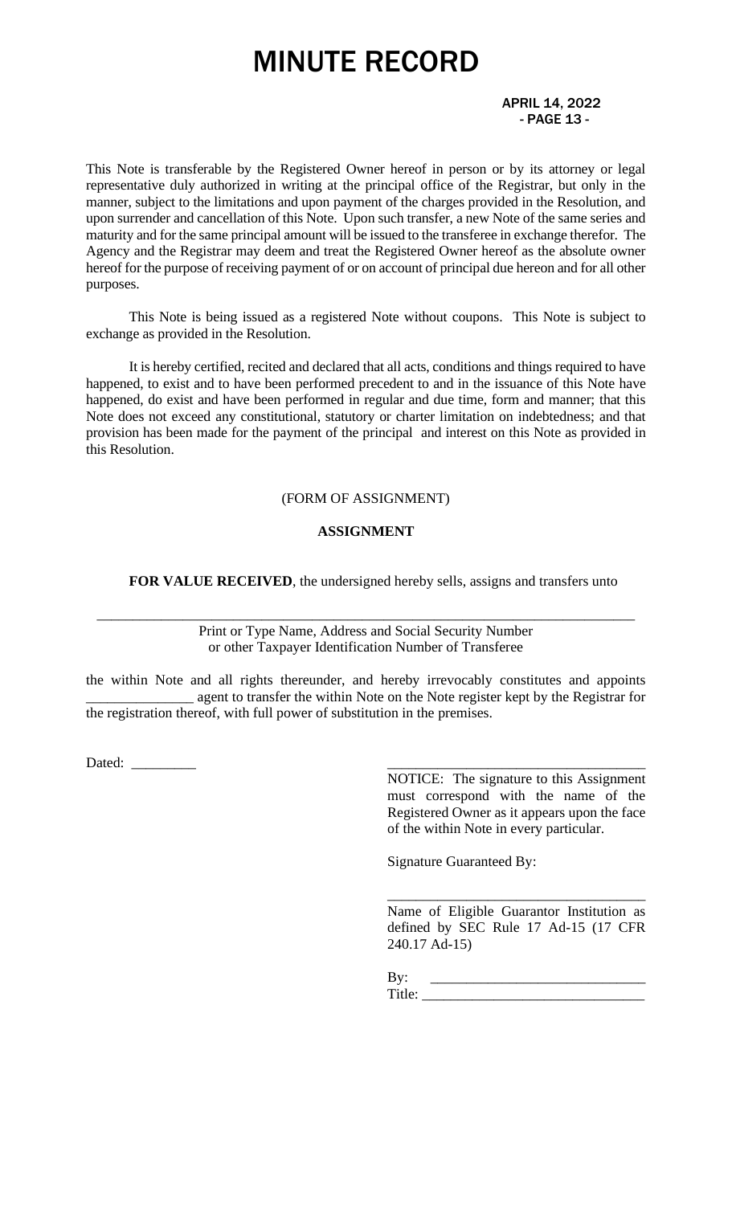This Note is transferable by the Registered Owner hereof in person or by its attorney or legal representative duly authorized in writing at the principal office of the Registrar, but only in the manner, subject to the limitations and upon payment of the charges provided in the Resolution, and upon surrender and cancellation of this Note. Upon such transfer, a new Note of the same series and maturity and for the same principal amount will be issued to the transferee in exchange therefor. The Agency and the Registrar may deem and treat the Registered Owner hereof as the absolute owner hereof for the purpose of receiving payment of or on account of principal due hereon and for all other purposes.

This Note is being issued as a registered Note without coupons. This Note is subject to exchange as provided in the Resolution.

It is hereby certified, recited and declared that all acts, conditions and things required to have happened, to exist and to have been performed precedent to and in the issuance of this Note have happened, do exist and have been performed in regular and due time, form and manner; that this Note does not exceed any constitutional, statutory or charter limitation on indebtedness; and that provision has been made for the payment of the principal and interest on this Note as provided in this Resolution.

(FORM OF ASSIGNMENT)

**ASSIGNMENT**

**FOR VALUE RECEIVED**, the undersigned hereby sells, assigns and transfers unto

\_\_\_\_\_\_\_\_\_\_\_\_\_\_\_\_\_\_\_\_\_\_\_\_\_\_\_\_\_\_\_\_\_\_\_\_\_\_\_\_\_\_\_\_\_\_\_\_\_\_\_\_\_\_\_\_\_\_\_\_\_\_\_\_\_\_\_\_\_\_\_\_

Print or Type Name, Address and Social Security Number or other Taxpayer Identification Number of Transferee

the within Note and all rights thereunder, and hereby irrevocably constitutes and appoints \_\_\_\_\_\_\_\_\_\_\_\_\_\_\_ agent to transfer the within Note on the Note register kept by the Registrar for the registration thereof, with full power of substitution in the premises.

Dated: \_\_\_\_\_\_\_\_\_

\_\_\_\_\_\_\_\_\_\_\_\_\_\_\_\_\_\_\_\_\_\_\_\_\_\_\_\_\_\_\_\_\_\_\_\_

NOTICE: The signature to this Assignment must correspond with the name of the Registered Owner as it appears upon the face of the within Note in every particular.

Signature Guaranteed By:

\_\_\_\_\_\_\_\_\_\_\_\_\_\_\_\_\_\_\_\_\_\_\_\_\_\_\_\_\_\_\_\_\_\_\_\_

Name of Eligible Guarantor Institution as defined by SEC Rule 17 Ad-15 (17 CFR 240.17 Ad-15)

By: \_\_\_\_\_\_\_\_\_\_\_\_\_\_\_\_\_\_\_\_\_\_\_\_\_\_\_\_\_\_

Title: \_\_\_\_\_\_\_\_\_\_\_\_\_\_\_\_\_\_\_\_\_\_\_\_\_\_\_\_\_\_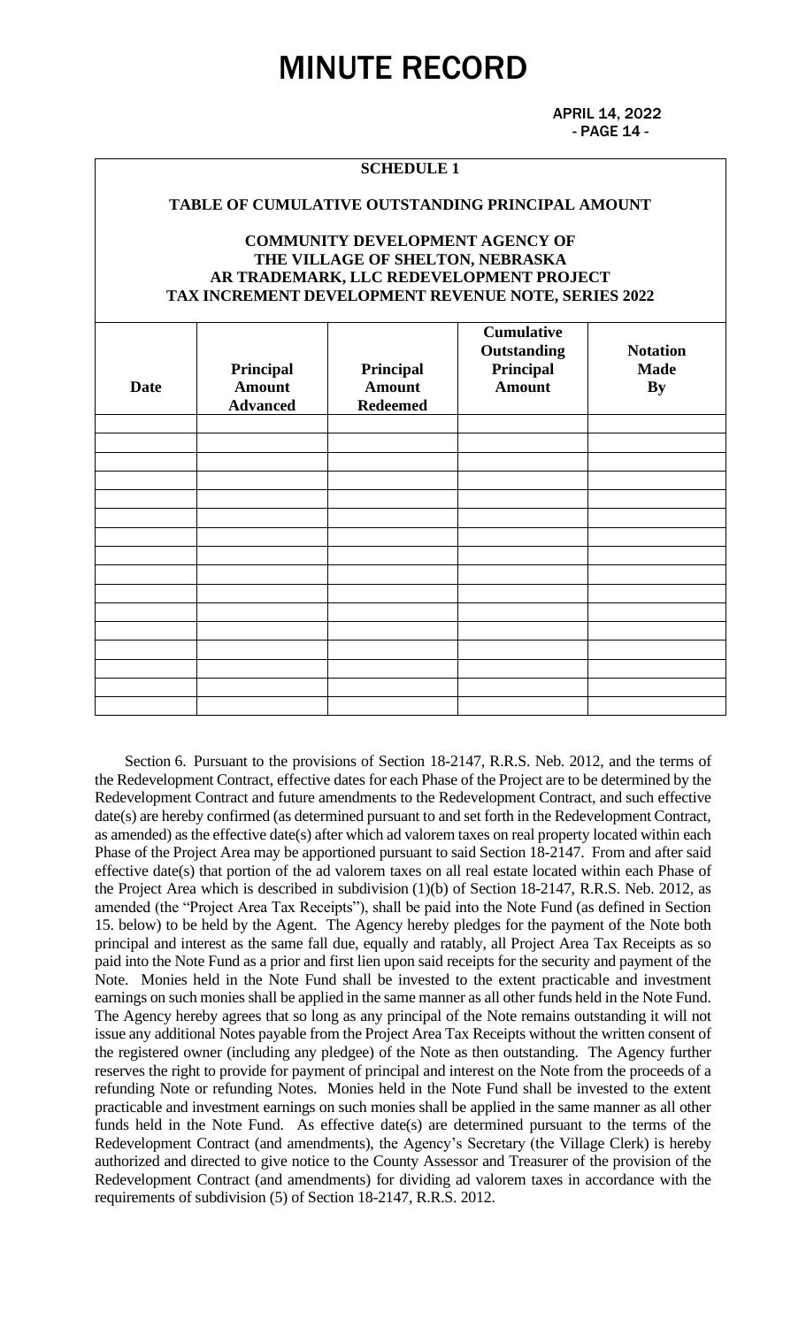**SCHEDULE 1**

**TABLE OF CUMULATIVE OUTSTANDING PRINCIPAL AMOUNT**

**COMMUNITY DEVELOPMENT AGENCY OF THE VILLAGE OF SHELTON, NEBRASKA AR TRADEMARK, LLC REDEVELOPMENT PROJECT TAX INCREMENT DEVELOPMENT REVENUE NOTE, SERIES 2022**

| Date | Principal Amount Advanced | Principal Amount Redeemed | Cumulative Outstanding Principal Amount | Notation Made By |
|---|---|---|---|---|
| | | | | |
| | | | | |
| | | | | |
| | | | | |
| | | | | |
| | | | | |
| | | | | |
| | | | | |
| | | | | |
| | | | | |
| | | | | |
| | | | | |
| | | | | |
| | | | | |
| | | | | |
| | | | | |

Section 6. Pursuant to the provisions of Section 18-2147, R.R.S. Neb. 2012, and the terms of the Redevelopment Contract, effective dates for each Phase of the Project are to be determined by the Redevelopment Contract and future amendments to the Redevelopment Contract, and such effective date(s) are hereby confirmed (as determined pursuant to and set forth in the Redevelopment Contract, as amended) as the effective date(s) after which ad valorem taxes on real property located within each Phase of the Project Area may be apportioned pursuant to said Section 18-2147. From and after said effective date(s) that portion of the ad valorem taxes on all real estate located within each Phase of the Project Area which is described in subdivision (1)(b) of Section 18-2147, R.R.S. Neb. 2012, as amended (the "Project Area Tax Receipts"), shall be paid into the Note Fund (as defined in Section 15. below) to be held by the Agent. The Agency hereby pledges for the payment of the Note both principal and interest as the same fall due, equally and ratably, all Project Area Tax Receipts as so paid into the Note Fund as a prior and first lien upon said receipts for the security and payment of the Note. Monies held in the Note Fund shall be invested to the extent practicable and investment earnings on such monies shall be applied in the same manner as all other funds held in the Note Fund. The Agency hereby agrees that so long as any principal of the Note remains outstanding it will not issue any additional Notes payable from the Project Area Tax Receipts without the written consent of the registered owner (including any pledgee) of the Note as then outstanding. The Agency further reserves the right to provide for payment of principal and interest on the Note from the proceeds of a refunding Note or refunding Notes. Monies held in the Note Fund shall be invested to the extent practicable and investment earnings on such monies shall be applied in the same manner as all other funds held in the Note Fund. As effective date(s) are determined pursuant to the terms of the Redevelopment Contract (and amendments), the Agency's Secretary (the Village Clerk) is hereby authorized and directed to give notice to the County Assessor and Treasurer of the provision of the Redevelopment Contract (and amendments) for dividing ad valorem taxes in accordance with the requirements of subdivision (5) of Section 18-2147, R.R.S. 2012.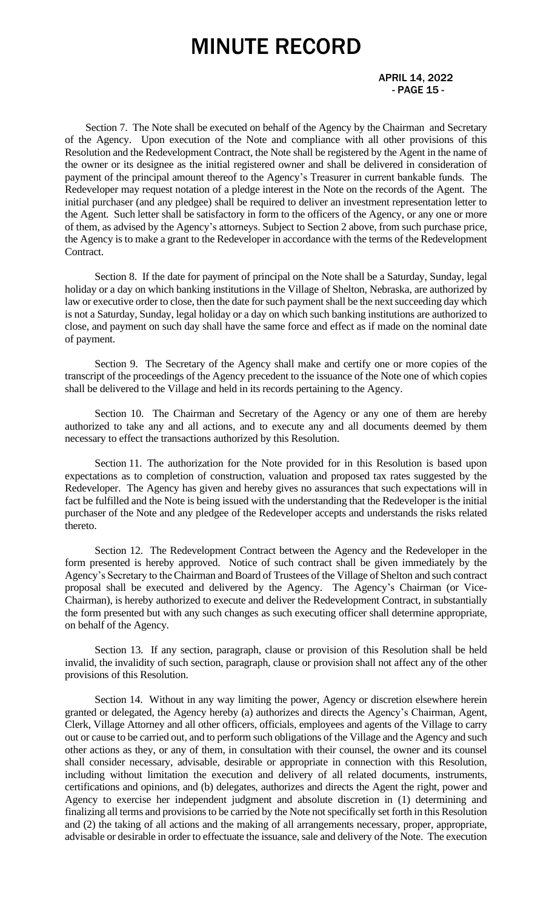Section 7. The Note shall be executed on behalf of the Agency by the Chairman and Secretary of the Agency. Upon execution of the Note and compliance with all other provisions of this Resolution and the Redevelopment Contract, the Note shall be registered by the Agent in the name of the owner or its designee as the initial registered owner and shall be delivered in consideration of payment of the principal amount thereof to the Agency's Treasurer in current bankable funds. The Redeveloper may request notation of a pledge interest in the Note on the records of the Agent. The initial purchaser (and any pledgee) shall be required to deliver an investment representation letter to the Agent. Such letter shall be satisfactory in form to the officers of the Agency, or any one or more of them, as advised by the Agency's attorneys. Subject to Section 2 above, from such purchase price, the Agency is to make a grant to the Redeveloper in accordance with the terms of the Redevelopment Contract.

Section 8. If the date for payment of principal on the Note shall be a Saturday, Sunday, legal holiday or a day on which banking institutions in the Village of Shelton, Nebraska, are authorized by law or executive order to close, then the date for such payment shall be the next succeeding day which is not a Saturday, Sunday, legal holiday or a day on which such banking institutions are authorized to close, and payment on such day shall have the same force and effect as if made on the nominal date of payment.

Section 9. The Secretary of the Agency shall make and certify one or more copies of the transcript of the proceedings of the Agency precedent to the issuance of the Note one of which copies shall be delivered to the Village and held in its records pertaining to the Agency.

Section 10. The Chairman and Secretary of the Agency or any one of them are hereby authorized to take any and all actions, and to execute any and all documents deemed by them necessary to effect the transactions authorized by this Resolution.

Section 11. The authorization for the Note provided for in this Resolution is based upon expectations as to completion of construction, valuation and proposed tax rates suggested by the Redeveloper. The Agency has given and hereby gives no assurances that such expectations will in fact be fulfilled and the Note is being issued with the understanding that the Redeveloper is the initial purchaser of the Note and any pledgee of the Redeveloper accepts and understands the risks related thereto.

Section 12. The Redevelopment Contract between the Agency and the Redeveloper in the form presented is hereby approved. Notice of such contract shall be given immediately by the Agency's Secretary to the Chairman and Board of Trustees of the Village of Shelton and such contract proposal shall be executed and delivered by the Agency. The Agency's Chairman (or Vice-Chairman), is hereby authorized to execute and deliver the Redevelopment Contract, in substantially the form presented but with any such changes as such executing officer shall determine appropriate, on behalf of the Agency.

Section 13. If any section, paragraph, clause or provision of this Resolution shall be held invalid, the invalidity of such section, paragraph, clause or provision shall not affect any of the other provisions of this Resolution.

Section 14. Without in any way limiting the power, Agency or discretion elsewhere herein granted or delegated, the Agency hereby (a) authorizes and directs the Agency's Chairman, Agent, Clerk, Village Attorney and all other officers, officials, employees and agents of the Village to carry out or cause to be carried out, and to perform such obligations of the Village and the Agency and such other actions as they, or any of them, in consultation with their counsel, the owner and its counsel shall consider necessary, advisable, desirable or appropriate in connection with this Resolution, including without limitation the execution and delivery of all related documents, instruments, certifications and opinions, and (b) delegates, authorizes and directs the Agent the right, power and Agency to exercise her independent judgment and absolute discretion in (1) determining and finalizing all terms and provisions to be carried by the Note not specifically set forth in this Resolution and (2) the taking of all actions and the making of all arrangements necessary, proper, appropriate, advisable or desirable in order to effectuate the issuance, sale and delivery of the Note. The execution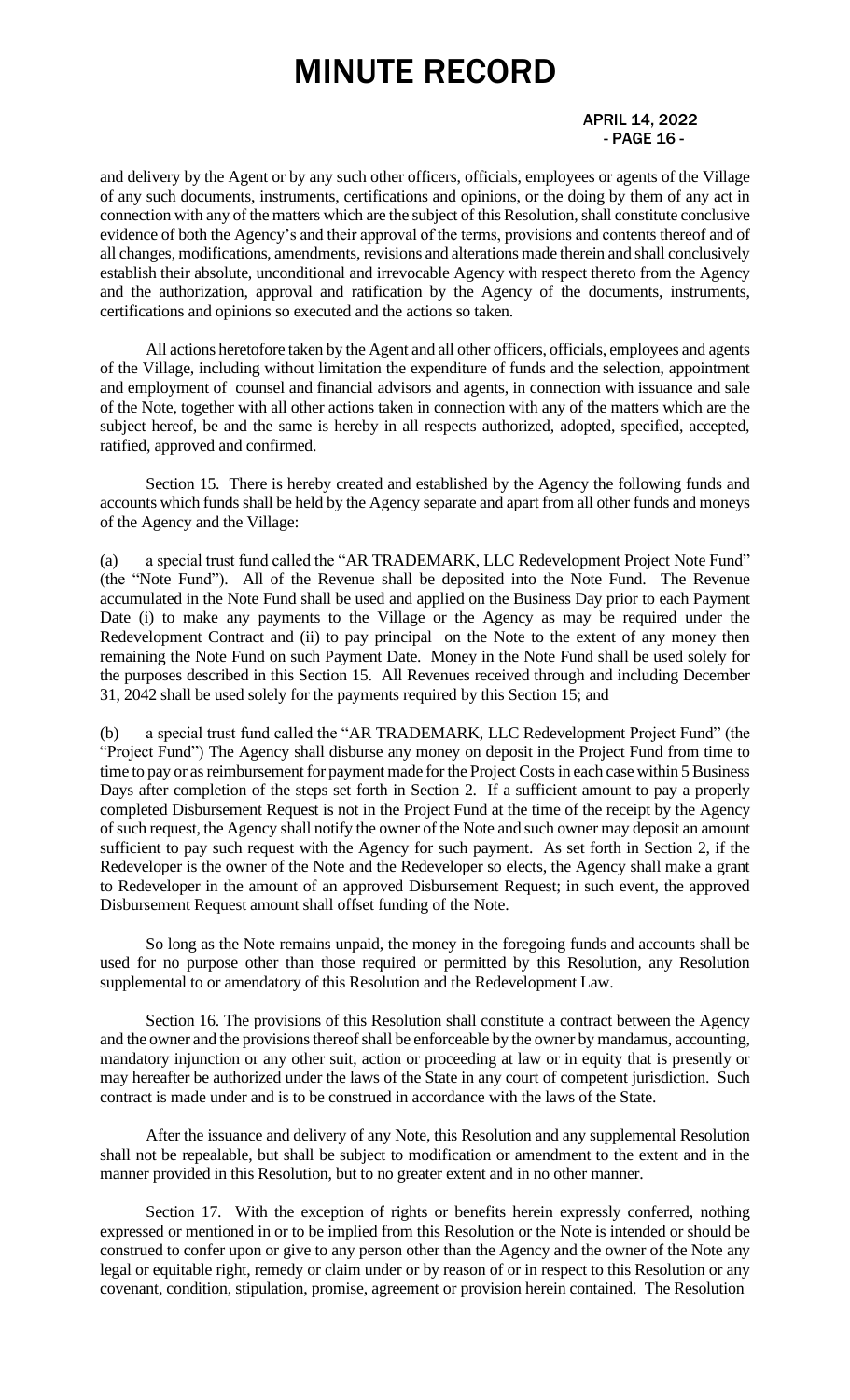and delivery by the Agent or by any such other officers, officials, employees or agents of the Village of any such documents, instruments, certifications and opinions, or the doing by them of any act in connection with any of the matters which are the subject of this Resolution, shall constitute conclusive evidence of both the Agency's and their approval of the terms, provisions and contents thereof and of all changes, modifications, amendments, revisions and alterations made therein and shall conclusively establish their absolute, unconditional and irrevocable Agency with respect thereto from the Agency and the authorization, approval and ratification by the Agency of the documents, instruments, certifications and opinions so executed and the actions so taken.

All actions heretofore taken by the Agent and all other officers, officials, employees and agents of the Village, including without limitation the expenditure of funds and the selection, appointment and employment of counsel and financial advisors and agents, in connection with issuance and sale of the Note, together with all other actions taken in connection with any of the matters which are the subject hereof, be and the same is hereby in all respects authorized, adopted, specified, accepted, ratified, approved and confirmed.

Section 15. There is hereby created and established by the Agency the following funds and accounts which funds shall be held by the Agency separate and apart from all other funds and moneys of the Agency and the Village:

(a) a special trust fund called the "AR TRADEMARK, LLC Redevelopment Project Note Fund" (the "Note Fund"). All of the Revenue shall be deposited into the Note Fund. The Revenue accumulated in the Note Fund shall be used and applied on the Business Day prior to each Payment Date (i) to make any payments to the Village or the Agency as may be required under the Redevelopment Contract and (ii) to pay principal on the Note to the extent of any money then remaining the Note Fund on such Payment Date. Money in the Note Fund shall be used solely for the purposes described in this Section 15. All Revenues received through and including December 31, 2042 shall be used solely for the payments required by this Section 15; and

(b) a special trust fund called the "AR TRADEMARK, LLC Redevelopment Project Fund" (the "Project Fund") The Agency shall disburse any money on deposit in the Project Fund from time to time to pay or as reimbursement for payment made for the Project Costs in each case within 5 Business Days after completion of the steps set forth in Section 2. If a sufficient amount to pay a properly completed Disbursement Request is not in the Project Fund at the time of the receipt by the Agency of such request, the Agency shall notify the owner of the Note and such owner may deposit an amount sufficient to pay such request with the Agency for such payment. As set forth in Section 2, if the Redeveloper is the owner of the Note and the Redeveloper so elects, the Agency shall make a grant to Redeveloper in the amount of an approved Disbursement Request; in such event, the approved Disbursement Request amount shall offset funding of the Note.

So long as the Note remains unpaid, the money in the foregoing funds and accounts shall be used for no purpose other than those required or permitted by this Resolution, any Resolution supplemental to or amendatory of this Resolution and the Redevelopment Law.

Section 16. The provisions of this Resolution shall constitute a contract between the Agency and the owner and the provisions thereof shall be enforceable by the owner by mandamus, accounting, mandatory injunction or any other suit, action or proceeding at law or in equity that is presently or may hereafter be authorized under the laws of the State in any court of competent jurisdiction. Such contract is made under and is to be construed in accordance with the laws of the State.

After the issuance and delivery of any Note, this Resolution and any supplemental Resolution shall not be repealable, but shall be subject to modification or amendment to the extent and in the manner provided in this Resolution, but to no greater extent and in no other manner.

Section 17. With the exception of rights or benefits herein expressly conferred, nothing expressed or mentioned in or to be implied from this Resolution or the Note is intended or should be construed to confer upon or give to any person other than the Agency and the owner of the Note any legal or equitable right, remedy or claim under or by reason of or in respect to this Resolution or any covenant, condition, stipulation, promise, agreement or provision herein contained. The Resolution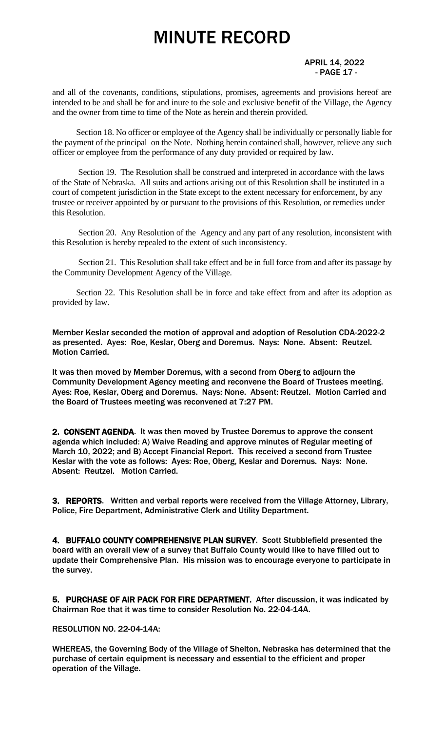and all of the covenants, conditions, stipulations, promises, agreements and provisions hereof are intended to be and shall be for and inure to the sole and exclusive benefit of the Village, the Agency and the owner from time to time of the Note as herein and therein provided.

Section 18. No officer or employee of the Agency shall be individually or personally liable for the payment of the principal on the Note. Nothing herein contained shall, however, relieve any such officer or employee from the performance of any duty provided or required by law.

Section 19. The Resolution shall be construed and interpreted in accordance with the laws of the State of Nebraska. All suits and actions arising out of this Resolution shall be instituted in a court of competent jurisdiction in the State except to the extent necessary for enforcement, by any trustee or receiver appointed by or pursuant to the provisions of this Resolution, or remedies under this Resolution.

Section 20. Any Resolution of the Agency and any part of any resolution, inconsistent with this Resolution is hereby repealed to the extent of such inconsistency.

Section 21. This Resolution shall take effect and be in full force from and after its passage by the Community Development Agency of the Village.

Section 22. This Resolution shall be in force and take effect from and after its adoption as provided by law.

**Member Keslar seconded the motion of approval and adoption of Resolution CDA-2022-2 as presented. Ayes: Roe, Keslar, Oberg and Doremus. Nays: None. Absent: Reutzel. Motion Carried.**

**It was then moved by Member Doremus, with a second from Oberg to adjourn the Community Development Agency meeting and reconvene the Board of Trustees meeting. Ayes: Roe, Keslar, Oberg and Doremus. Nays: None. Absent: Reutzel. Motion Carried and the Board of Trustees meeting was reconvened at 7:27 PM.**

**2. CONSENT AGENDA. It was then moved by Trustee Doremus to approve the consent agenda which included: A) Waive Reading and approve minutes of Regular meeting of March 10, 2022; and B) Accept Financial Report. This received a second from Trustee Keslar with the vote as follows: Ayes: Roe, Oberg, Keslar and Doremus. Nays: None. Absent: Reutzel. Motion Carried.**

**3. REPORTS. Written and verbal reports were received from the Village Attorney, Library, Police, Fire Department, Administrative Clerk and Utility Department.**

**4. BUFFALO COUNTY COMPREHENSIVE PLAN SURVEY. Scott Stubblefield presented the board with an overall view of a survey that Buffalo County would like to have filled out to update their Comprehensive Plan. His mission was to encourage everyone to participate in the survey.**

**5. PURCHASE OF AIR PACK FOR FIRE DEPARTMENT. After discussion, it was indicated by Chairman Roe that it was time to consider Resolution No. 22-04-14A.**

**RESOLUTION NO. 22-04-14A:**

**WHEREAS, the Governing Body of the Village of Shelton, Nebraska has determined that the purchase of certain equipment is necessary and essential to the efficient and proper operation of the Village.**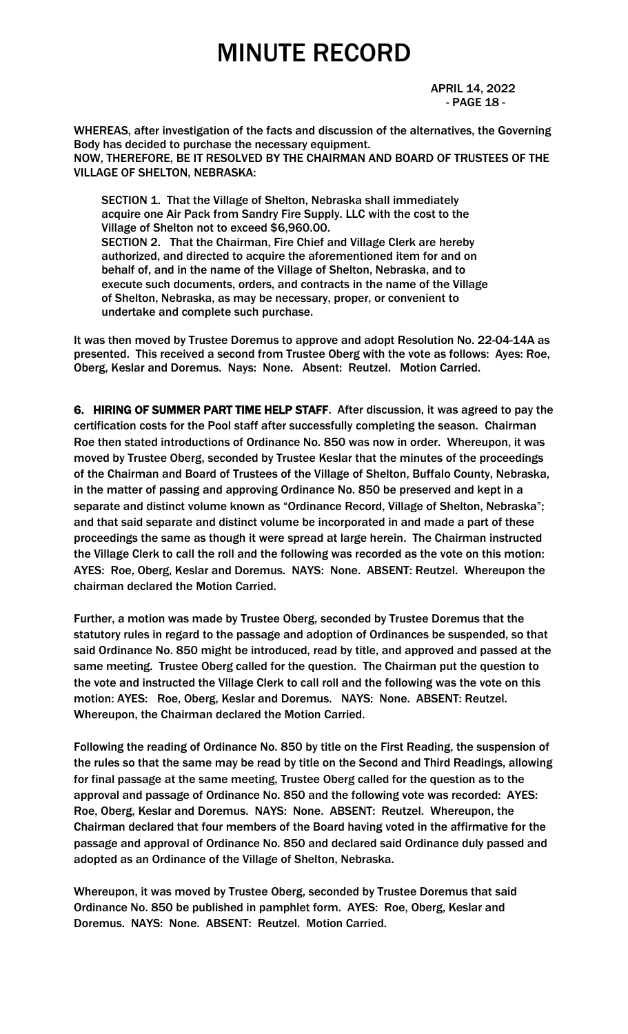# MINUTE RECORD

APRIL 14, 2022

WHEREAS, after investigation of the facts and discussion of the alternatives, the Governing Body has decided to purchase the necessary equipment.
NOW, THEREFORE, BE IT RESOLVED BY THE CHAIRMAN AND BOARD OF TRUSTEES OF THE VILLAGE OF SHELTON, NEBRASKA:

SECTION 1. That the Village of Shelton, Nebraska shall immediately acquire one Air Pack from Sandry Fire Supply. LLC with the cost to the Village of Shelton not to exceed $6,960.00.
SECTION 2. That the Chairman, Fire Chief and Village Clerk are hereby authorized, and directed to acquire the aforementioned item for and on behalf of, and in the name of the Village of Shelton, Nebraska, and to execute such documents, orders, and contracts in the name of the Village of Shelton, Nebraska, as may be necessary, proper, or convenient to undertake and complete such purchase.

It was then moved by Trustee Doremus to approve and adopt Resolution No. 22-04-14A as presented. This received a second from Trustee Oberg with the vote as follows: Ayes: Roe, Oberg, Keslar and Doremus. Nays: None. Absent: Reutzel. Motion Carried.

**6. HIRING OF SUMMER PART TIME HELP STAFF**. After discussion, it was agreed to pay the certification costs for the Pool staff after successfully completing the season. Chairman Roe then stated introductions of Ordinance No. 850 was now in order. Whereupon, it was moved by Trustee Oberg, seconded by Trustee Keslar that the minutes of the proceedings of the Chairman and Board of Trustees of the Village of Shelton, Buffalo County, Nebraska, in the matter of passing and approving Ordinance No. 850 be preserved and kept in a separate and distinct volume known as "Ordinance Record, Village of Shelton, Nebraska"; and that said separate and distinct volume be incorporated in and made a part of these proceedings the same as though it were spread at large herein. The Chairman instructed the Village Clerk to call the roll and the following was recorded as the vote on this motion: AYES: Roe, Oberg, Keslar and Doremus. NAYS: None. ABSENT: Reutzel. Whereupon the chairman declared the Motion Carried.

Further, a motion was made by Trustee Oberg, seconded by Trustee Doremus that the statutory rules in regard to the passage and adoption of Ordinances be suspended, so that said Ordinance No. 850 might be introduced, read by title, and approved and passed at the same meeting. Trustee Oberg called for the question. The Chairman put the question to the vote and instructed the Village Clerk to call roll and the following was the vote on this motion: AYES: Roe, Oberg, Keslar and Doremus. NAYS: None. ABSENT: Reutzel. Whereupon, the Chairman declared the Motion Carried.

Following the reading of Ordinance No. 850 by title on the First Reading, the suspension of the rules so that the same may be read by title on the Second and Third Readings, allowing for final passage at the same meeting, Trustee Oberg called for the question as to the approval and passage of Ordinance No. 850 and the following vote was recorded: AYES: Roe, Oberg, Keslar and Doremus. NAYS: None. ABSENT: Reutzel. Whereupon, the Chairman declared that four members of the Board having voted in the affirmative for the passage and approval of Ordinance No. 850 and declared said Ordinance duly passed and adopted as an Ordinance of the Village of Shelton, Nebraska.

Whereupon, it was moved by Trustee Oberg, seconded by Trustee Doremus that said Ordinance No. 850 be published in pamphlet form. AYES: Roe, Oberg, Keslar and Doremus. NAYS: None. ABSENT: Reutzel. Motion Carried.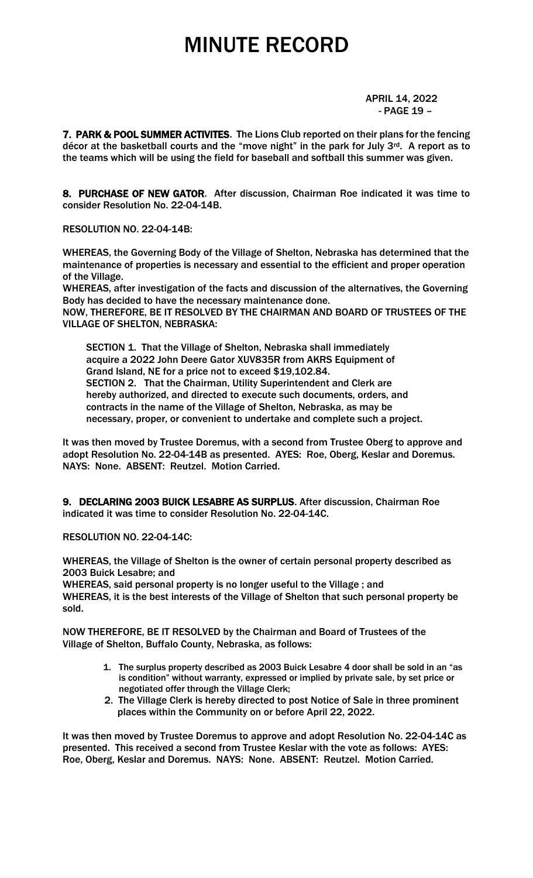# MINUTE RECORD

APRIL 14, 2022

**7. PARK & POOL SUMMER ACTIVITES**. The Lions Club reported on their plans for the fencing décor at the basketball courts and the "move night" in the park for July 3rd. A report as to the teams which will be using the field for baseball and softball this summer was given.

**8. PURCHASE OF NEW GATOR**. After discussion, Chairman Roe indicated it was time to consider Resolution No. 22-04-14B.

RESOLUTION NO. 22-04-14B:

WHEREAS, the Governing Body of the Village of Shelton, Nebraska has determined that the maintenance of properties is necessary and essential to the efficient and proper operation of the Village.

WHEREAS, after investigation of the facts and discussion of the alternatives, the Governing Body has decided to have the necessary maintenance done.

NOW, THEREFORE, BE IT RESOLVED BY THE CHAIRMAN AND BOARD OF TRUSTEES OF THE VILLAGE OF SHELTON, NEBRASKA:

SECTION 1. That the Village of Shelton, Nebraska shall immediately acquire a 2022 John Deere Gator XUV835R from AKRS Equipment of Grand Island, NE for a price not to exceed $19,102.84.

SECTION 2. That the Chairman, Utility Superintendent and Clerk are hereby authorized, and directed to execute such documents, orders, and contracts in the name of the Village of Shelton, Nebraska, as may be necessary, proper, or convenient to undertake and complete such a project.

It was then moved by Trustee Doremus, with a second from Trustee Oberg to approve and adopt Resolution No. 22-04-14B as presented. AYES: Roe, Oberg, Keslar and Doremus. NAYS: None. ABSENT: Reutzel. Motion Carried.

**9. DECLARING 2003 BUICK LESABRE AS SURPLUS**. After discussion, Chairman Roe indicated it was time to consider Resolution No. 22-04-14C.

RESOLUTION NO. 22-04-14C:

WHEREAS, the Village of Shelton is the owner of certain personal property described as 2003 Buick Lesabre; and

WHEREAS, said personal property is no longer useful to the Village ; and

WHEREAS, it is the best interests of the Village of Shelton that such personal property be sold.

NOW THEREFORE, BE IT RESOLVED by the Chairman and Board of Trustees of the Village of Shelton, Buffalo County, Nebraska, as follows:

1. The surplus property described as 2003 Buick Lesabre 4 door shall be sold in an "as is condition" without warranty, expressed or implied by private sale, by set price or negotiated offer through the Village Clerk;
2. The Village Clerk is hereby directed to post Notice of Sale in three prominent places within the Community on or before April 22, 2022.

It was then moved by Trustee Doremus to approve and adopt Resolution No. 22-04-14C as presented. This received a second from Trustee Keslar with the vote as follows: AYES: Roe, Oberg, Keslar and Doremus. NAYS: None. ABSENT: Reutzel. Motion Carried.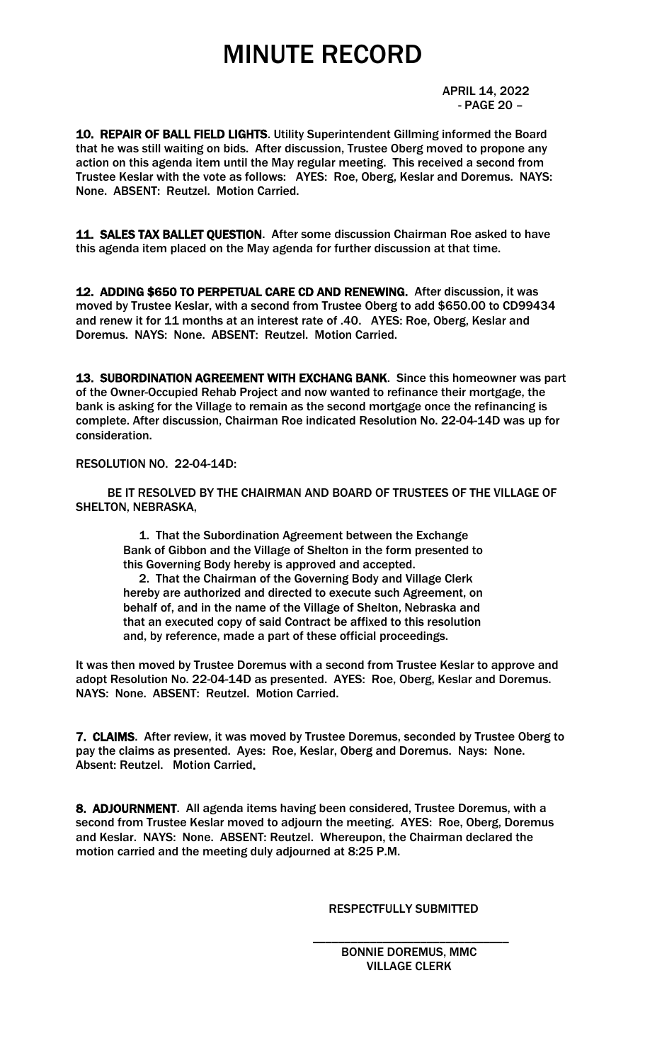# MINUTE RECORD

APRIL 14, 2022
- PAGE 20 –

**10. REPAIR OF BALL FIELD LIGHTS**. Utility Superintendent Gillming informed the Board that he was still waiting on bids. After discussion, Trustee Oberg moved to propone any action on this agenda item until the May regular meeting. This received a second from Trustee Keslar with the vote as follows: AYES: Roe, Oberg, Keslar and Doremus. NAYS: None. ABSENT: Reutzel. Motion Carried.

**11. SALES TAX BALLET QUESTION**. After some discussion Chairman Roe asked to have this agenda item placed on the May agenda for further discussion at that time.

**12. ADDING $650 TO PERPETUAL CARE CD AND RENEWING.** After discussion, it was moved by Trustee Keslar, with a second from Trustee Oberg to add $650.00 to CD99434 and renew it for 11 months at an interest rate of .40. AYES: Roe, Oberg, Keslar and Doremus. NAYS: None. ABSENT: Reutzel. Motion Carried.

**13. SUBORDINATION AGREEMENT WITH EXCHANG BANK**. Since this homeowner was part of the Owner-Occupied Rehab Project and now wanted to refinance their mortgage, the bank is asking for the Village to remain as the second mortgage once the refinancing is complete. After discussion, Chairman Roe indicated Resolution No. 22-04-14D was up for consideration.

RESOLUTION NO. 22-04-14D:

BE IT RESOLVED BY THE CHAIRMAN AND BOARD OF TRUSTEES OF THE VILLAGE OF SHELTON, NEBRASKA,

1. That the Subordination Agreement between the Exchange Bank of Gibbon and the Village of Shelton in the form presented to this Governing Body hereby is approved and accepted.
2. That the Chairman of the Governing Body and Village Clerk hereby are authorized and directed to execute such Agreement, on behalf of, and in the name of the Village of Shelton, Nebraska and that an executed copy of said Contract be affixed to this resolution and, by reference, made a part of these official proceedings.

It was then moved by Trustee Doremus with a second from Trustee Keslar to approve and adopt Resolution No. 22-04-14D as presented. AYES: Roe, Oberg, Keslar and Doremus. NAYS: None. ABSENT: Reutzel. Motion Carried.

**7. CLAIMS**. After review, it was moved by Trustee Doremus, seconded by Trustee Oberg to pay the claims as presented. Ayes: Roe, Keslar, Oberg and Doremus. Nays: None. Absent: Reutzel. Motion Carried.

**8. ADJOURNMENT**. All agenda items having been considered, Trustee Doremus, with a second from Trustee Keslar moved to adjourn the meeting. AYES: Roe, Oberg, Doremus and Keslar. NAYS: None. ABSENT: Reutzel. Whereupon, the Chairman declared the motion carried and the meeting duly adjourned at 8:25 P.M.

RESPECTFULLY SUBMITTED

\_\_\_\_\_\_\_\_\_\_\_\_\_\_\_\_\_\_\_\_\_\_\_\_\_\_\_\_\_\_\_\_

BONNIE DOREMUS, MMC
VILLAGE CLERK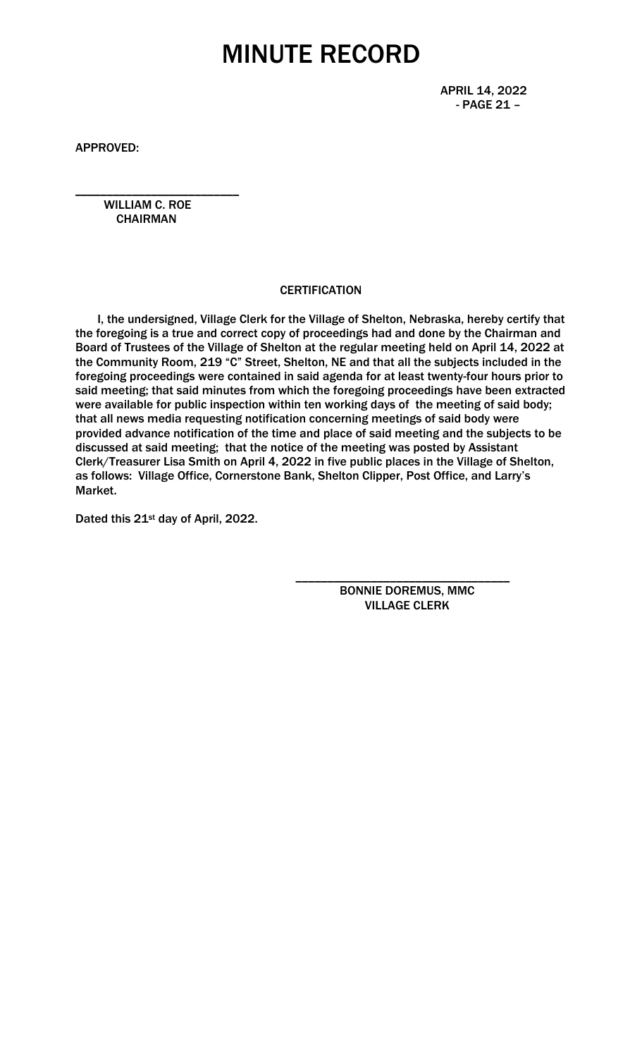APPROVED:

\_\_\_\_\_\_\_\_\_\_\_\_\_\_\_\_\_\_\_\_\_\_\_\_\_\_

WILLIAM C. ROE
CHAIRMAN

## CERTIFICATION

I, the undersigned, Village Clerk for the Village of Shelton, Nebraska, hereby certify that the foregoing is a true and correct copy of proceedings had and done by the Chairman and Board of Trustees of the Village of Shelton at the regular meeting held on April 14, 2022 at the Community Room, 219 "C" Street, Shelton, NE and that all the subjects included in the foregoing proceedings were contained in said agenda for at least twenty-four hours prior to said meeting; that said minutes from which the foregoing proceedings have been extracted were available for public inspection within ten working days of the meeting of said body; that all news media requesting notification concerning meetings of said body were provided advance notification of the time and place of said meeting and the subjects to be discussed at said meeting; that the notice of the meeting was posted by Assistant Clerk/Treasurer Lisa Smith on April 4, 2022 in five public places in the Village of Shelton, as follows: Village Office, Cornerstone Bank, Shelton Clipper, Post Office, and Larry's Market.

Dated this 21st day of April, 2022.

\_\_\_\_\_\_\_\_\_\_\_\_\_\_\_\_\_\_\_\_\_\_\_\_\_\_\_\_\_\_\_\_\_\_

BONNIE DOREMUS, MMC
VILLAGE CLERK